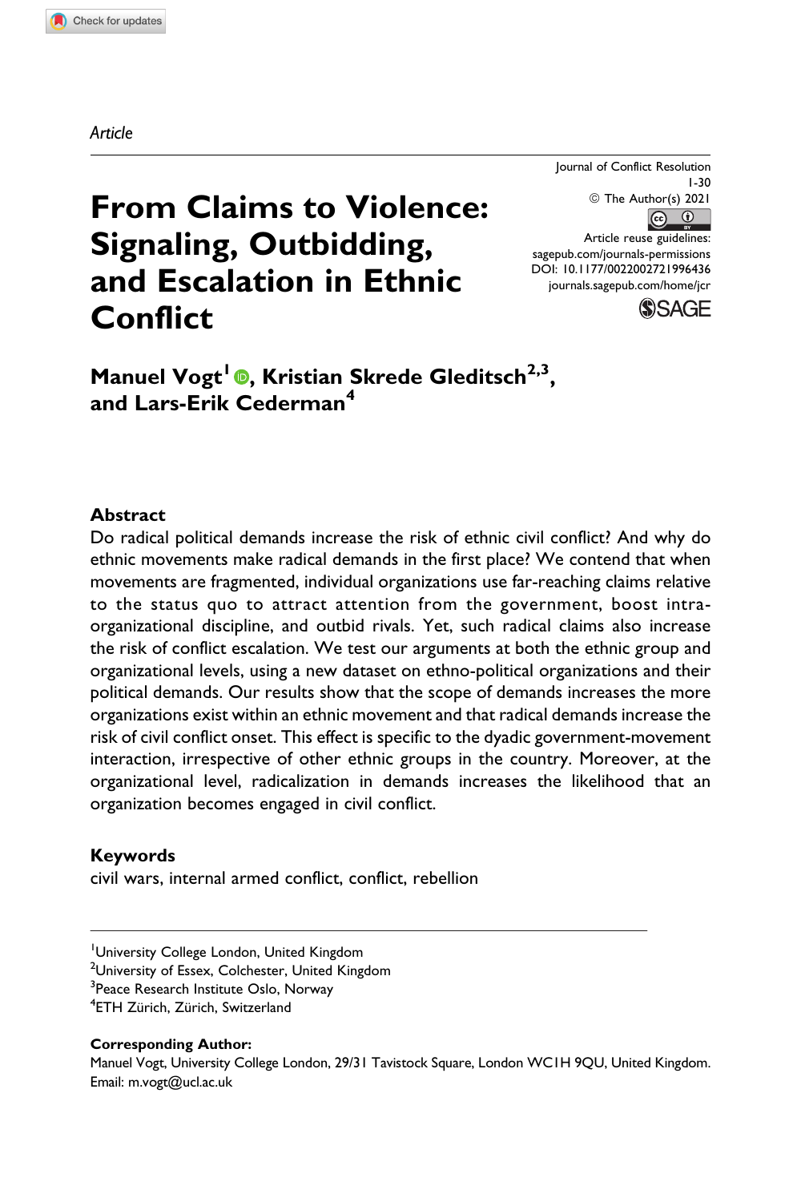*Article*

# From Claims to Violence: Signaling, Outbidding, and Escalation in Ethnic Conflict

**Manuel Vogt[1], Kristian Skrede Gleditsch[2,3], and Lars-Erik Cederman[4]**

## Abstract

Do radical political demands increase the risk of ethnic civil conflict? And why do ethnic movements make radical demands in the first place? We contend that when movements are fragmented, individual organizations use far-reaching claims relative to the status quo to attract attention from the government, boost intra-organizational discipline, and outbid rivals. Yet, such radical claims also increase the risk of conflict escalation. We test our arguments at both the ethnic group and organizational levels, using a new dataset on ethno-political organizations and their political demands. Our results show that the scope of demands increases the more organizations exist within an ethnic movement and that radical demands increase the risk of civil conflict onset. This effect is specific to the dyadic government-movement interaction, irrespective of other ethnic groups in the country. Moreover, at the organizational level, radicalization in demands increases the likelihood that an organization becomes engaged in civil conflict.

## Keywords

civil wars, internal armed conflict, conflict, rebellion

---

[1]University College London, United Kingdom
[2]University of Essex, Colchester, United Kingdom
[3]Peace Research Institute Oslo, Norway
[4]ETH Zürich, Zürich, Switzerland

**Corresponding Author:**
Manuel Vogt, University College London, 29/31 Tavistock Square, London WC1H 9QU, United Kingdom.
Email: m.vogt@ucl.ac.uk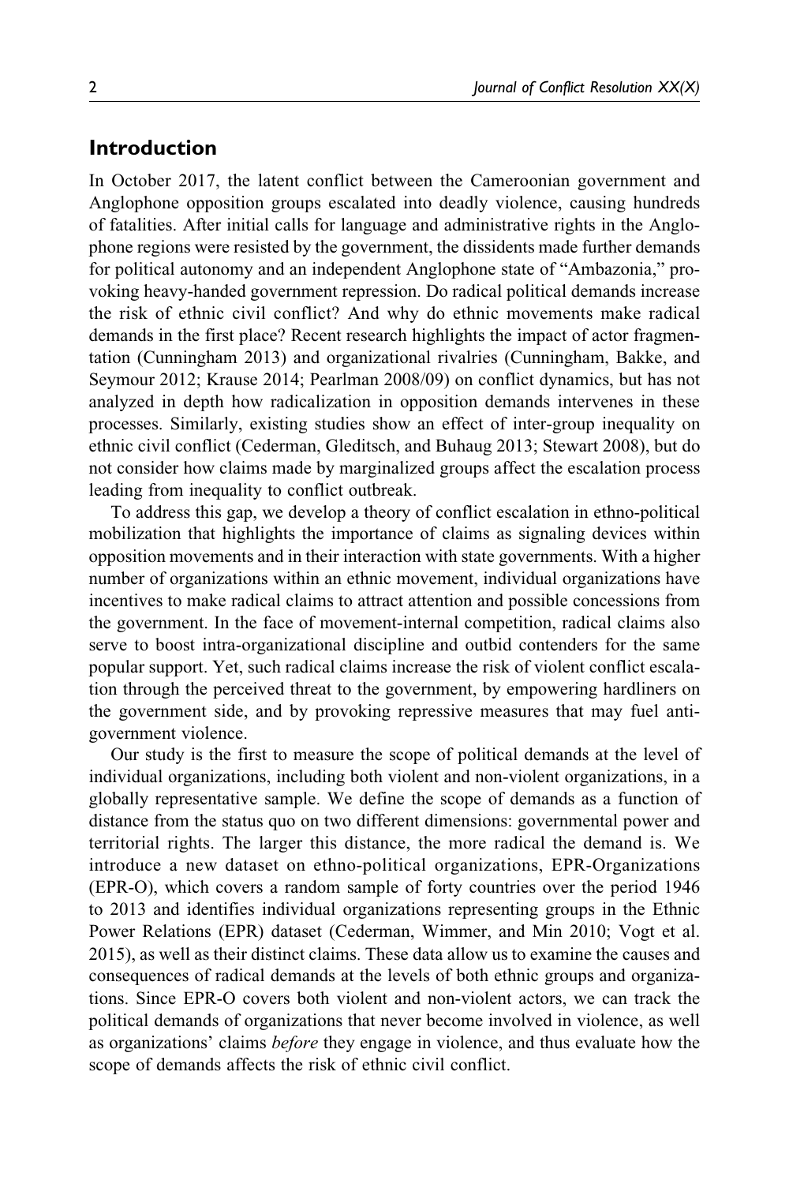## Introduction

In October 2017, the latent conflict between the Cameroonian government and Anglophone opposition groups escalated into deadly violence, causing hundreds of fatalities. After initial calls for language and administrative rights in the Anglophone regions were resisted by the government, the dissidents made further demands for political autonomy and an independent Anglophone state of "Ambazonia," provoking heavy-handed government repression. Do radical political demands increase the risk of ethnic civil conflict? And why do ethnic movements make radical demands in the first place? Recent research highlights the impact of actor fragmentation (Cunningham 2013) and organizational rivalries (Cunningham, Bakke, and Seymour 2012; Krause 2014; Pearlman 2008/09) on conflict dynamics, but has not analyzed in depth how radicalization in opposition demands intervenes in these processes. Similarly, existing studies show an effect of inter-group inequality on ethnic civil conflict (Cederman, Gleditsch, and Buhaug 2013; Stewart 2008), but do not consider how claims made by marginalized groups affect the escalation process leading from inequality to conflict outbreak.

To address this gap, we develop a theory of conflict escalation in ethno-political mobilization that highlights the importance of claims as signaling devices within opposition movements and in their interaction with state governments. With a higher number of organizations within an ethnic movement, individual organizations have incentives to make radical claims to attract attention and possible concessions from the government. In the face of movement-internal competition, radical claims also serve to boost intra-organizational discipline and outbid contenders for the same popular support. Yet, such radical claims increase the risk of violent conflict escalation through the perceived threat to the government, by empowering hardliners on the government side, and by provoking repressive measures that may fuel anti-government violence.

Our study is the first to measure the scope of political demands at the level of individual organizations, including both violent and non-violent organizations, in a globally representative sample. We define the scope of demands as a function of distance from the status quo on two different dimensions: governmental power and territorial rights. The larger this distance, the more radical the demand is. We introduce a new dataset on ethno-political organizations, EPR-Organizations (EPR-O), which covers a random sample of forty countries over the period 1946 to 2013 and identifies individual organizations representing groups in the Ethnic Power Relations (EPR) dataset (Cederman, Wimmer, and Min 2010; Vogt et al. 2015), as well as their distinct claims. These data allow us to examine the causes and consequences of radical demands at the levels of both ethnic groups and organizations. Since EPR-O covers both violent and non-violent actors, we can track the political demands of organizations that never become involved in violence, as well as organizations' claims *before* they engage in violence, and thus evaluate how the scope of demands affects the risk of ethnic civil conflict.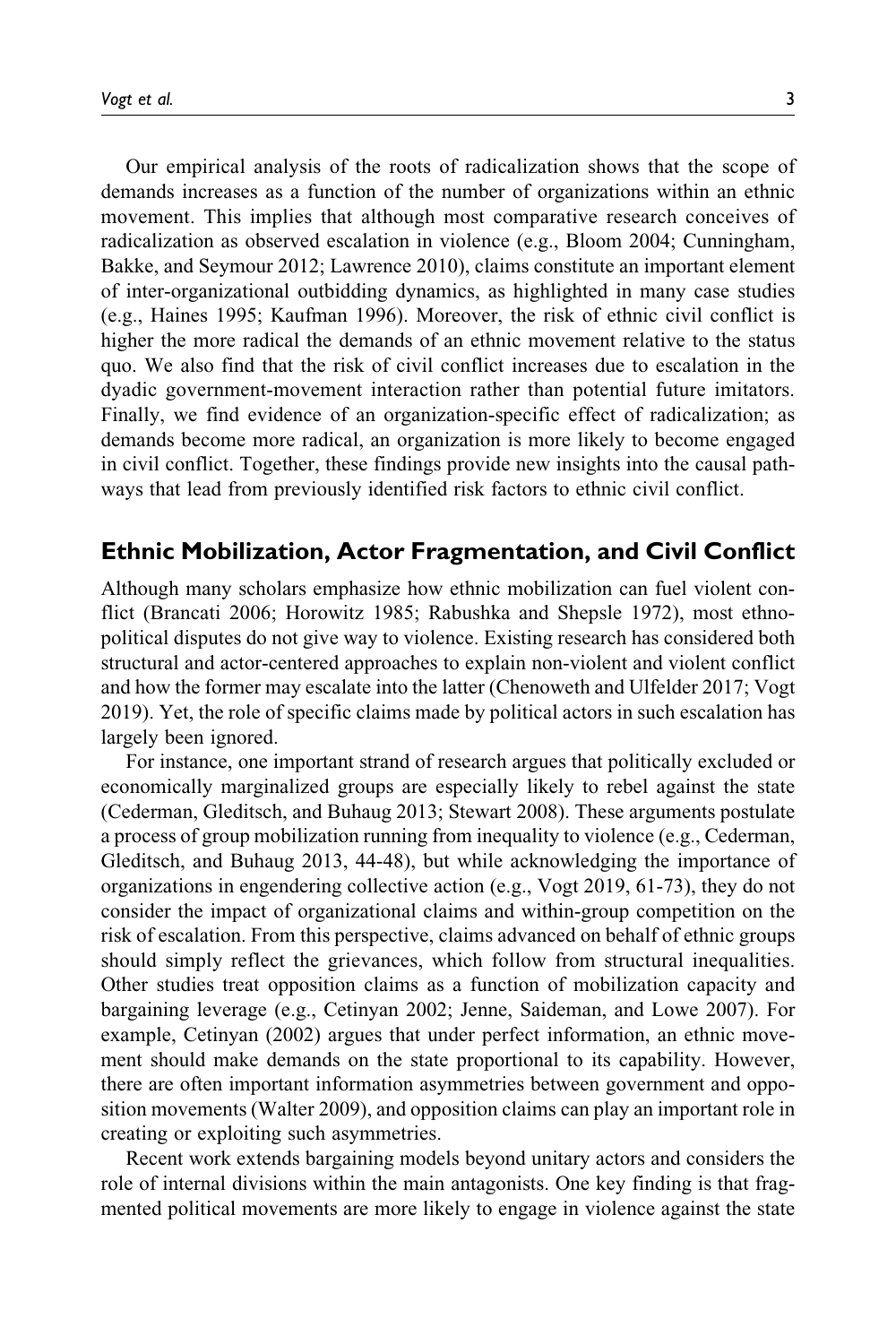Our empirical analysis of the roots of radicalization shows that the scope of demands increases as a function of the number of organizations within an ethnic movement. This implies that although most comparative research conceives of radicalization as observed escalation in violence (e.g., Bloom 2004; Cunningham, Bakke, and Seymour 2012; Lawrence 2010), claims constitute an important element of inter-organizational outbidding dynamics, as highlighted in many case studies (e.g., Haines 1995; Kaufman 1996). Moreover, the risk of ethnic civil conflict is higher the more radical the demands of an ethnic movement relative to the status quo. We also find that the risk of civil conflict increases due to escalation in the dyadic government-movement interaction rather than potential future imitators. Finally, we find evidence of an organization-specific effect of radicalization; as demands become more radical, an organization is more likely to become engaged in civil conflict. Together, these findings provide new insights into the causal pathways that lead from previously identified risk factors to ethnic civil conflict.

## Ethnic Mobilization, Actor Fragmentation, and Civil Conflict

Although many scholars emphasize how ethnic mobilization can fuel violent conflict (Brancati 2006; Horowitz 1985; Rabushka and Shepsle 1972), most ethnopolitical disputes do not give way to violence. Existing research has considered both structural and actor-centered approaches to explain non-violent and violent conflict and how the former may escalate into the latter (Chenoweth and Ulfelder 2017; Vogt 2019). Yet, the role of specific claims made by political actors in such escalation has largely been ignored.

For instance, one important strand of research argues that politically excluded or economically marginalized groups are especially likely to rebel against the state (Cederman, Gleditsch, and Buhaug 2013; Stewart 2008). These arguments postulate a process of group mobilization running from inequality to violence (e.g., Cederman, Gleditsch, and Buhaug 2013, 44-48), but while acknowledging the importance of organizations in engendering collective action (e.g., Vogt 2019, 61-73), they do not consider the impact of organizational claims and within-group competition on the risk of escalation. From this perspective, claims advanced on behalf of ethnic groups should simply reflect the grievances, which follow from structural inequalities. Other studies treat opposition claims as a function of mobilization capacity and bargaining leverage (e.g., Cetinyan 2002; Jenne, Saideman, and Lowe 2007). For example, Cetinyan (2002) argues that under perfect information, an ethnic movement should make demands on the state proportional to its capability. However, there are often important information asymmetries between government and opposition movements (Walter 2009), and opposition claims can play an important role in creating or exploiting such asymmetries.

Recent work extends bargaining models beyond unitary actors and considers the role of internal divisions within the main antagonists. One key finding is that fragmented political movements are more likely to engage in violence against the state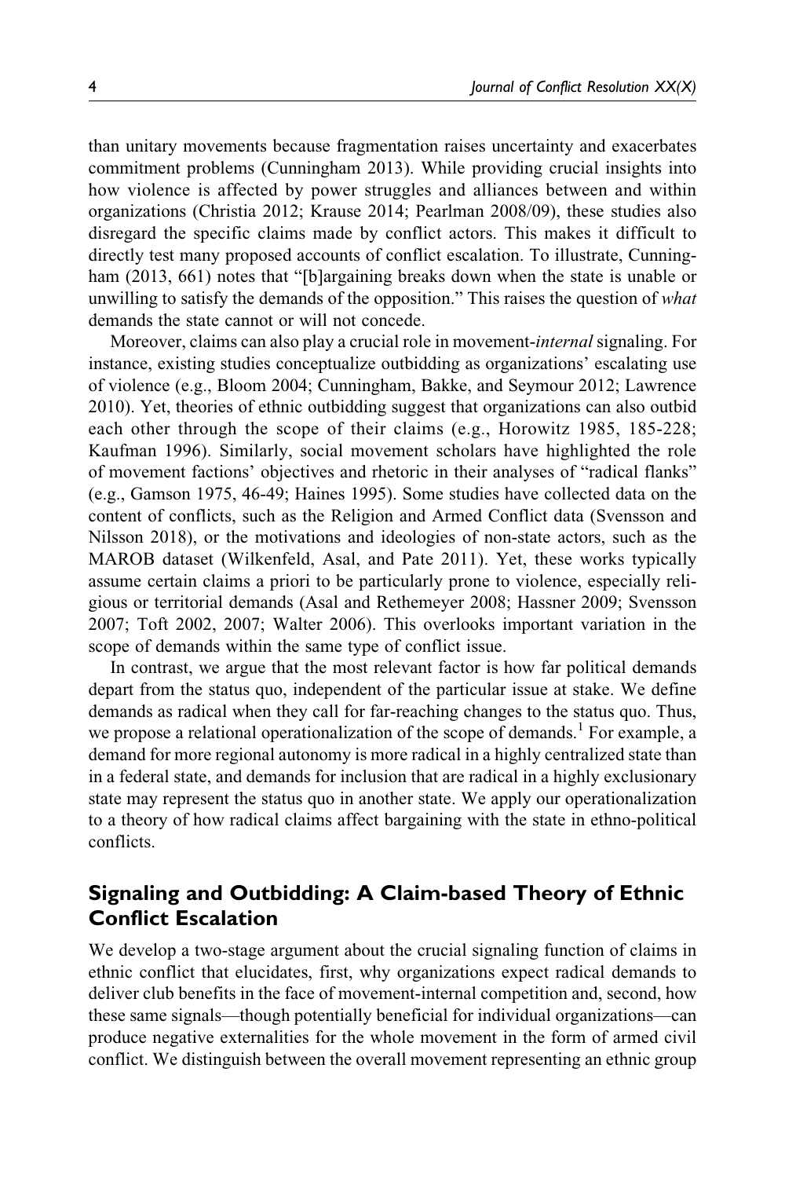than unitary movements because fragmentation raises uncertainty and exacerbates commitment problems (Cunningham 2013). While providing crucial insights into how violence is affected by power struggles and alliances between and within organizations (Christia 2012; Krause 2014; Pearlman 2008/09), these studies also disregard the specific claims made by conflict actors. This makes it difficult to directly test many proposed accounts of conflict escalation. To illustrate, Cunningham (2013, 661) notes that "[b]argaining breaks down when the state is unable or unwilling to satisfy the demands of the opposition." This raises the question of *what* demands the state cannot or will not concede.

Moreover, claims can also play a crucial role in movement-*internal* signaling. For instance, existing studies conceptualize outbidding as organizations' escalating use of violence (e.g., Bloom 2004; Cunningham, Bakke, and Seymour 2012; Lawrence 2010). Yet, theories of ethnic outbidding suggest that organizations can also outbid each other through the scope of their claims (e.g., Horowitz 1985, 185-228; Kaufman 1996). Similarly, social movement scholars have highlighted the role of movement factions' objectives and rhetoric in their analyses of "radical flanks" (e.g., Gamson 1975, 46-49; Haines 1995). Some studies have collected data on the content of conflicts, such as the Religion and Armed Conflict data (Svensson and Nilsson 2018), or the motivations and ideologies of non-state actors, such as the MAROB dataset (Wilkenfeld, Asal, and Pate 2011). Yet, these works typically assume certain claims a priori to be particularly prone to violence, especially religious or territorial demands (Asal and Rethemeyer 2008; Hassner 2009; Svensson 2007; Toft 2002, 2007; Walter 2006). This overlooks important variation in the scope of demands within the same type of conflict issue.

In contrast, we argue that the most relevant factor is how far political demands depart from the status quo, independent of the particular issue at stake. We define demands as radical when they call for far-reaching changes to the status quo. Thus, we propose a relational operationalization of the scope of demands.[1] For example, a demand for more regional autonomy is more radical in a highly centralized state than in a federal state, and demands for inclusion that are radical in a highly exclusionary state may represent the status quo in another state. We apply our operationalization to a theory of how radical claims affect bargaining with the state in ethno-political conflicts.

## Signaling and Outbidding: A Claim-based Theory of Ethnic Conflict Escalation

We develop a two-stage argument about the crucial signaling function of claims in ethnic conflict that elucidates, first, why organizations expect radical demands to deliver club benefits in the face of movement-internal competition and, second, how these same signals—though potentially beneficial for individual organizations—can produce negative externalities for the whole movement in the form of armed civil conflict. We distinguish between the overall movement representing an ethnic group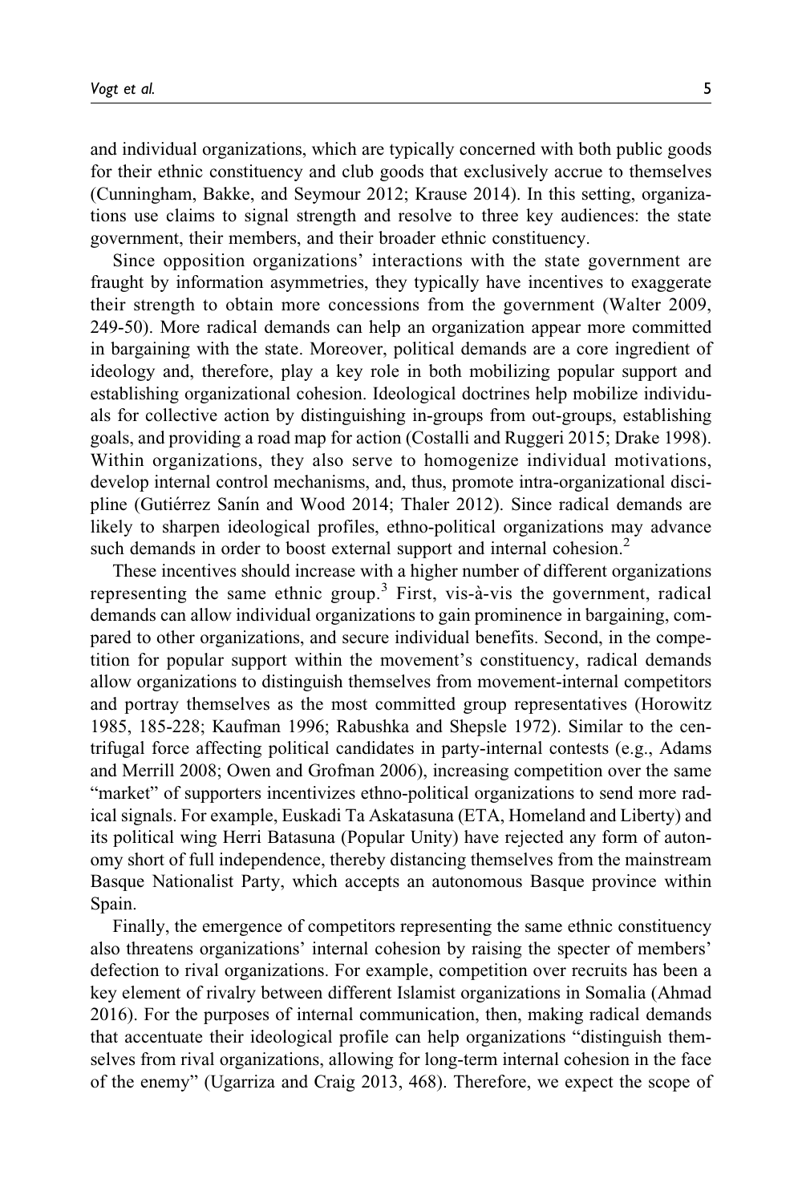and individual organizations, which are typically concerned with both public goods for their ethnic constituency and club goods that exclusively accrue to themselves (Cunningham, Bakke, and Seymour 2012; Krause 2014). In this setting, organizations use claims to signal strength and resolve to three key audiences: the state government, their members, and their broader ethnic constituency.

Since opposition organizations' interactions with the state government are fraught by information asymmetries, they typically have incentives to exaggerate their strength to obtain more concessions from the government (Walter 2009, 249-50). More radical demands can help an organization appear more committed in bargaining with the state. Moreover, political demands are a core ingredient of ideology and, therefore, play a key role in both mobilizing popular support and establishing organizational cohesion. Ideological doctrines help mobilize individuals for collective action by distinguishing in-groups from out-groups, establishing goals, and providing a road map for action (Costalli and Ruggeri 2015; Drake 1998). Within organizations, they also serve to homogenize individual motivations, develop internal control mechanisms, and, thus, promote intra-organizational discipline (Gutiérrez Sanín and Wood 2014; Thaler 2012). Since radical demands are likely to sharpen ideological profiles, ethno-political organizations may advance such demands in order to boost external support and internal cohesion.[2]

These incentives should increase with a higher number of different organizations representing the same ethnic group.[3] First, vis-à-vis the government, radical demands can allow individual organizations to gain prominence in bargaining, compared to other organizations, and secure individual benefits. Second, in the competition for popular support within the movement's constituency, radical demands allow organizations to distinguish themselves from movement-internal competitors and portray themselves as the most committed group representatives (Horowitz 1985, 185-228; Kaufman 1996; Rabushka and Shepsle 1972). Similar to the centrifugal force affecting political candidates in party-internal contests (e.g., Adams and Merrill 2008; Owen and Grofman 2006), increasing competition over the same "market" of supporters incentivizes ethno-political organizations to send more radical signals. For example, Euskadi Ta Askatasuna (ETA, Homeland and Liberty) and its political wing Herri Batasuna (Popular Unity) have rejected any form of autonomy short of full independence, thereby distancing themselves from the mainstream Basque Nationalist Party, which accepts an autonomous Basque province within Spain.

Finally, the emergence of competitors representing the same ethnic constituency also threatens organizations' internal cohesion by raising the specter of members' defection to rival organizations. For example, competition over recruits has been a key element of rivalry between different Islamist organizations in Somalia (Ahmad 2016). For the purposes of internal communication, then, making radical demands that accentuate their ideological profile can help organizations "distinguish themselves from rival organizations, allowing for long-term internal cohesion in the face of the enemy" (Ugarriza and Craig 2013, 468). Therefore, we expect the scope of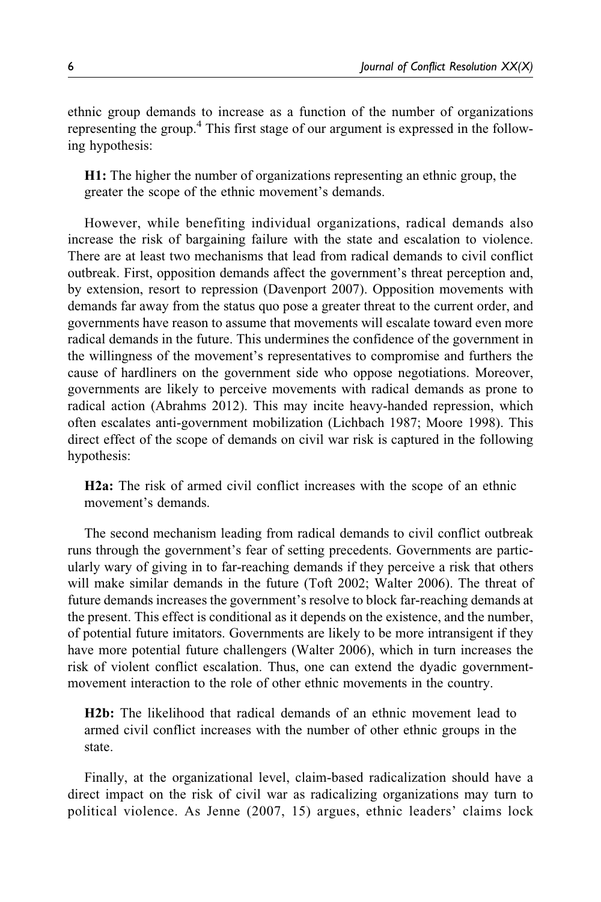ethnic group demands to increase as a function of the number of organizations representing the group.[4] This first stage of our argument is expressed in the following hypothesis:

**H1:** The higher the number of organizations representing an ethnic group, the greater the scope of the ethnic movement's demands.

However, while benefiting individual organizations, radical demands also increase the risk of bargaining failure with the state and escalation to violence. There are at least two mechanisms that lead from radical demands to civil conflict outbreak. First, opposition demands affect the government's threat perception and, by extension, resort to repression (Davenport 2007). Opposition movements with demands far away from the status quo pose a greater threat to the current order, and governments have reason to assume that movements will escalate toward even more radical demands in the future. This undermines the confidence of the government in the willingness of the movement's representatives to compromise and furthers the cause of hardliners on the government side who oppose negotiations. Moreover, governments are likely to perceive movements with radical demands as prone to radical action (Abrahms 2012). This may incite heavy-handed repression, which often escalates anti-government mobilization (Lichbach 1987; Moore 1998). This direct effect of the scope of demands on civil war risk is captured in the following hypothesis:

**H2a:** The risk of armed civil conflict increases with the scope of an ethnic movement's demands.

The second mechanism leading from radical demands to civil conflict outbreak runs through the government's fear of setting precedents. Governments are particularly wary of giving in to far-reaching demands if they perceive a risk that others will make similar demands in the future (Toft 2002; Walter 2006). The threat of future demands increases the government's resolve to block far-reaching demands at the present. This effect is conditional as it depends on the existence, and the number, of potential future imitators. Governments are likely to be more intransigent if they have more potential future challengers (Walter 2006), which in turn increases the risk of violent conflict escalation. Thus, one can extend the dyadic government-movement interaction to the role of other ethnic movements in the country.

**H2b:** The likelihood that radical demands of an ethnic movement lead to armed civil conflict increases with the number of other ethnic groups in the state.

Finally, at the organizational level, claim-based radicalization should have a direct impact on the risk of civil war as radicalizing organizations may turn to political violence. As Jenne (2007, 15) argues, ethnic leaders' claims lock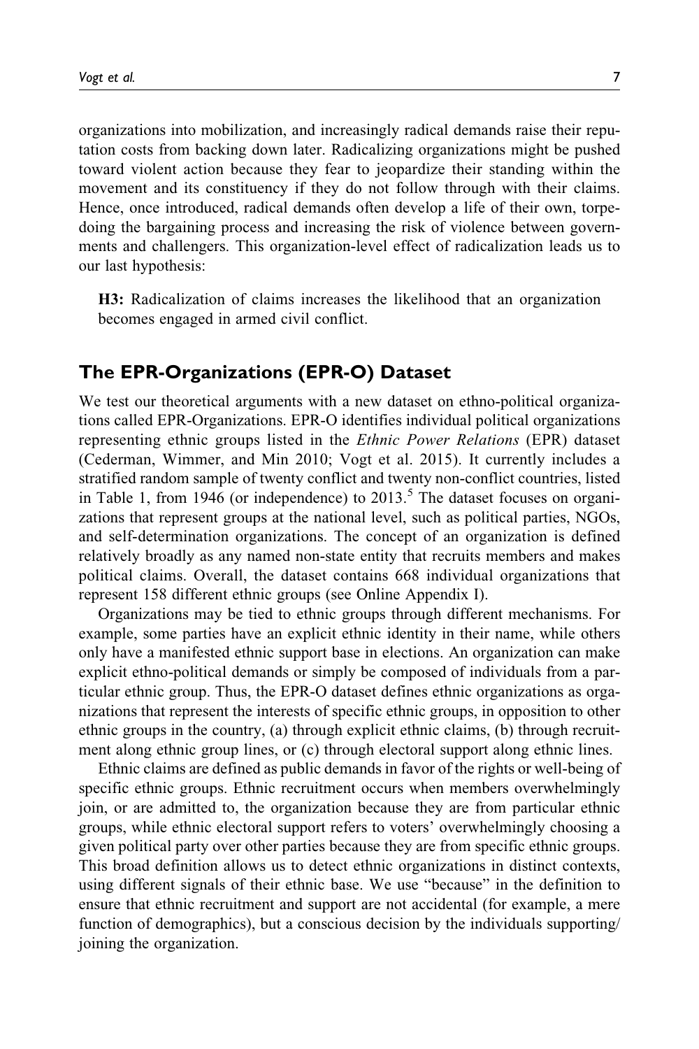organizations into mobilization, and increasingly radical demands raise their reputation costs from backing down later. Radicalizing organizations might be pushed toward violent action because they fear to jeopardize their standing within the movement and its constituency if they do not follow through with their claims. Hence, once introduced, radical demands often develop a life of their own, torpedoing the bargaining process and increasing the risk of violence between governments and challengers. This organization-level effect of radicalization leads us to our last hypothesis:

> **H3:** Radicalization of claims increases the likelihood that an organization becomes engaged in armed civil conflict.

## The EPR-Organizations (EPR-O) Dataset

We test our theoretical arguments with a new dataset on ethno-political organizations called EPR-Organizations. EPR-O identifies individual political organizations representing ethnic groups listed in the *Ethnic Power Relations* (EPR) dataset (Cederman, Wimmer, and Min 2010; Vogt et al. 2015). It currently includes a stratified random sample of twenty conflict and twenty non-conflict countries, listed in Table 1, from 1946 (or independence) to 2013.[5] The dataset focuses on organizations that represent groups at the national level, such as political parties, NGOs, and self-determination organizations. The concept of an organization is defined relatively broadly as any named non-state entity that recruits members and makes political claims. Overall, the dataset contains 668 individual organizations that represent 158 different ethnic groups (see Online Appendix I).

Organizations may be tied to ethnic groups through different mechanisms. For example, some parties have an explicit ethnic identity in their name, while others only have a manifested ethnic support base in elections. An organization can make explicit ethno-political demands or simply be composed of individuals from a particular ethnic group. Thus, the EPR-O dataset defines ethnic organizations as organizations that represent the interests of specific ethnic groups, in opposition to other ethnic groups in the country, (a) through explicit ethnic claims, (b) through recruitment along ethnic group lines, or (c) through electoral support along ethnic lines.

Ethnic claims are defined as public demands in favor of the rights or well-being of specific ethnic groups. Ethnic recruitment occurs when members overwhelmingly join, or are admitted to, the organization because they are from particular ethnic groups, while ethnic electoral support refers to voters' overwhelmingly choosing a given political party over other parties because they are from specific ethnic groups. This broad definition allows us to detect ethnic organizations in distinct contexts, using different signals of their ethnic base. We use "because" in the definition to ensure that ethnic recruitment and support are not accidental (for example, a mere function of demographics), but a conscious decision by the individuals supporting/joining the organization.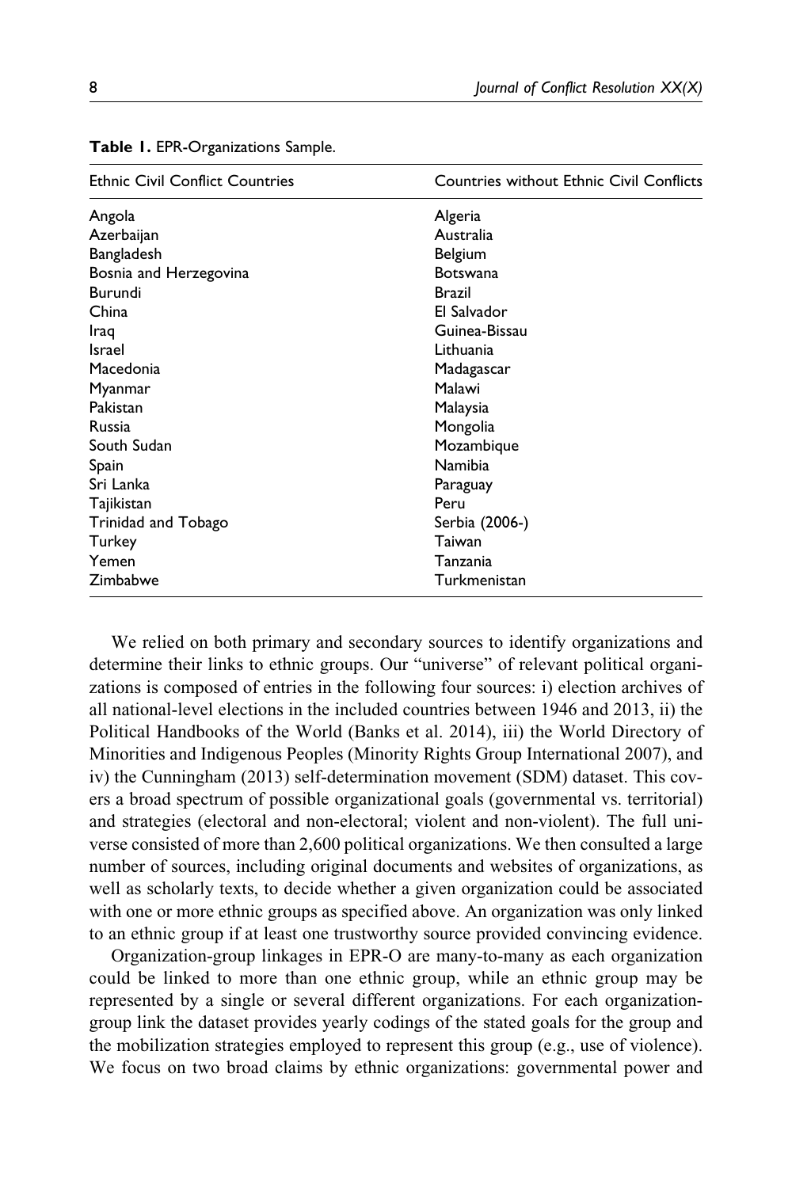**Table 1.** EPR-Organizations Sample.

| Ethnic Civil Conflict Countries | Countries without Ethnic Civil Conflicts |
|---|---|
| Angola | Algeria |
| Azerbaijan | Australia |
| Bangladesh | Belgium |
| Bosnia and Herzegovina | Botswana |
| Burundi | Brazil |
| China | El Salvador |
| Iraq | Guinea-Bissau |
| Israel | Lithuania |
| Macedonia | Madagascar |
| Myanmar | Malawi |
| Pakistan | Malaysia |
| Russia | Mongolia |
| South Sudan | Mozambique |
| Spain | Namibia |
| Sri Lanka | Paraguay |
| Tajikistan | Peru |
| Trinidad and Tobago | Serbia (2006-) |
| Turkey | Taiwan |
| Yemen | Tanzania |
| Zimbabwe | Turkmenistan |

We relied on both primary and secondary sources to identify organizations and determine their links to ethnic groups. Our "universe" of relevant political organizations is composed of entries in the following four sources: i) election archives of all national-level elections in the included countries between 1946 and 2013, ii) the Political Handbooks of the World (Banks et al. 2014), iii) the World Directory of Minorities and Indigenous Peoples (Minority Rights Group International 2007), and iv) the Cunningham (2013) self-determination movement (SDM) dataset. This covers a broad spectrum of possible organizational goals (governmental vs. territorial) and strategies (electoral and non-electoral; violent and non-violent). The full universe consisted of more than 2,600 political organizations. We then consulted a large number of sources, including original documents and websites of organizations, as well as scholarly texts, to decide whether a given organization could be associated with one or more ethnic groups as specified above. An organization was only linked to an ethnic group if at least one trustworthy source provided convincing evidence.

Organization-group linkages in EPR-O are many-to-many as each organization could be linked to more than one ethnic group, while an ethnic group may be represented by a single or several different organizations. For each organization-group link the dataset provides yearly codings of the stated goals for the group and the mobilization strategies employed to represent this group (e.g., use of violence). We focus on two broad claims by ethnic organizations: governmental power and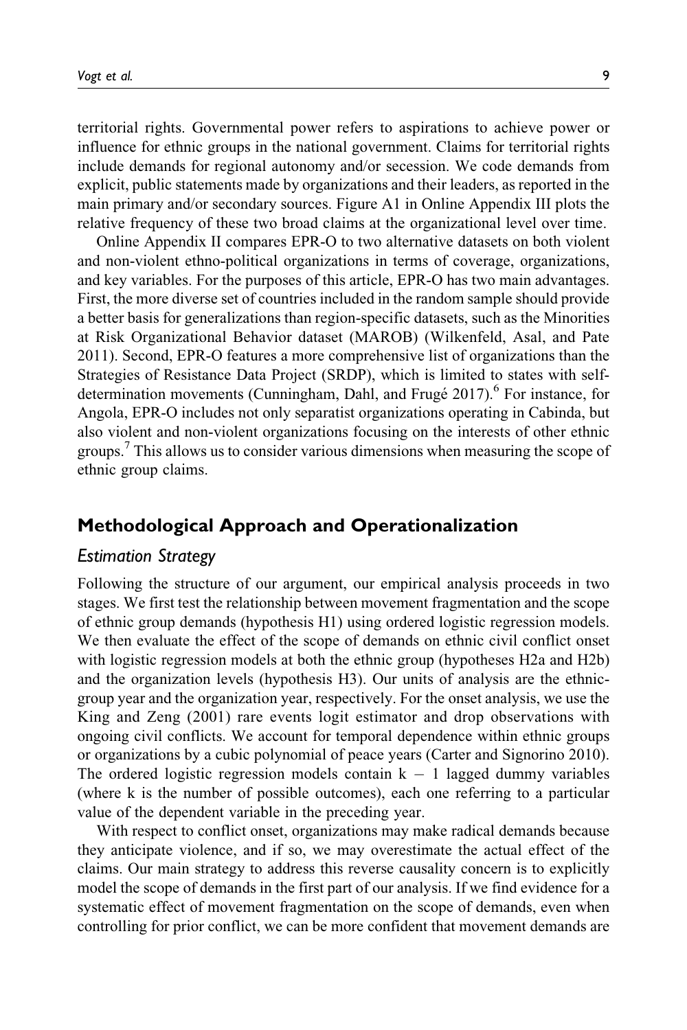territorial rights. Governmental power refers to aspirations to achieve power or influence for ethnic groups in the national government. Claims for territorial rights include demands for regional autonomy and/or secession. We code demands from explicit, public statements made by organizations and their leaders, as reported in the main primary and/or secondary sources. Figure A1 in Online Appendix III plots the relative frequency of these two broad claims at the organizational level over time.

Online Appendix II compares EPR-O to two alternative datasets on both violent and non-violent ethno-political organizations in terms of coverage, organizations, and key variables. For the purposes of this article, EPR-O has two main advantages. First, the more diverse set of countries included in the random sample should provide a better basis for generalizations than region-specific datasets, such as the Minorities at Risk Organizational Behavior dataset (MAROB) (Wilkenfeld, Asal, and Pate 2011). Second, EPR-O features a more comprehensive list of organizations than the Strategies of Resistance Data Project (SRDP), which is limited to states with self-determination movements (Cunningham, Dahl, and Frugé 2017).[6] For instance, for Angola, EPR-O includes not only separatist organizations operating in Cabinda, but also violent and non-violent organizations focusing on the interests of other ethnic groups.[7] This allows us to consider various dimensions when measuring the scope of ethnic group claims.

## Methodological Approach and Operationalization

### *Estimation Strategy*

Following the structure of our argument, our empirical analysis proceeds in two stages. We first test the relationship between movement fragmentation and the scope of ethnic group demands (hypothesis H1) using ordered logistic regression models. We then evaluate the effect of the scope of demands on ethnic civil conflict onset with logistic regression models at both the ethnic group (hypotheses H2a and H2b) and the organization levels (hypothesis H3). Our units of analysis are the ethnic-group year and the organization year, respectively. For the onset analysis, we use the King and Zeng (2001) rare events logit estimator and drop observations with ongoing civil conflicts. We account for temporal dependence within ethnic groups or organizations by a cubic polynomial of peace years (Carter and Signorino 2010). The ordered logistic regression models contain $k - 1$ lagged dummy variables (where k is the number of possible outcomes), each one referring to a particular value of the dependent variable in the preceding year.

With respect to conflict onset, organizations may make radical demands because they anticipate violence, and if so, we may overestimate the actual effect of the claims. Our main strategy to address this reverse causality concern is to explicitly model the scope of demands in the first part of our analysis. If we find evidence for a systematic effect of movement fragmentation on the scope of demands, even when controlling for prior conflict, we can be more confident that movement demands are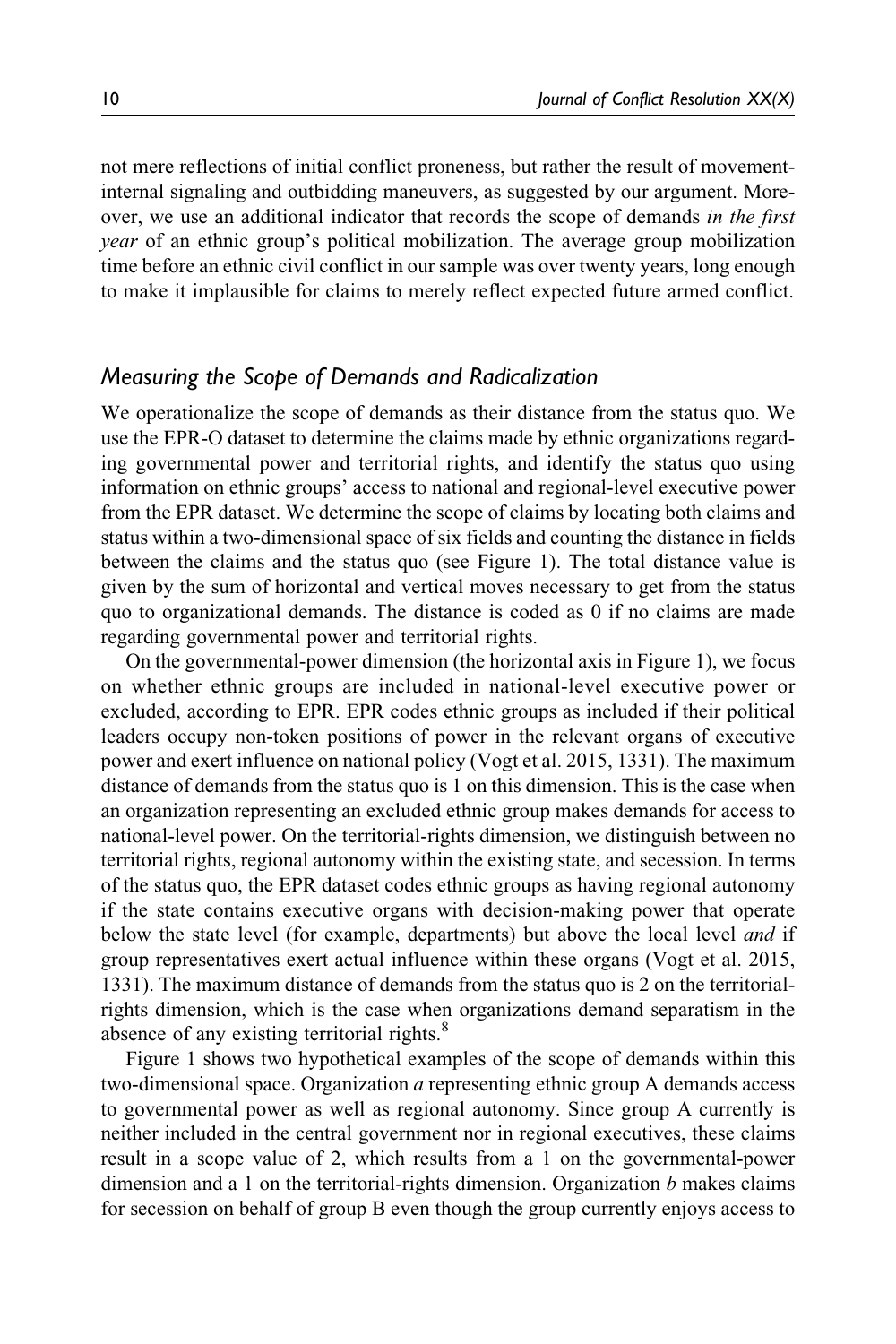not mere reflections of initial conflict proneness, but rather the result of movement-internal signaling and outbidding maneuvers, as suggested by our argument. Moreover, we use an additional indicator that records the scope of demands *in the first year* of an ethnic group's political mobilization. The average group mobilization time before an ethnic civil conflict in our sample was over twenty years, long enough to make it implausible for claims to merely reflect expected future armed conflict.

## *Measuring the Scope of Demands and Radicalization*

We operationalize the scope of demands as their distance from the status quo. We use the EPR-O dataset to determine the claims made by ethnic organizations regarding governmental power and territorial rights, and identify the status quo using information on ethnic groups' access to national and regional-level executive power from the EPR dataset. We determine the scope of claims by locating both claims and status within a two-dimensional space of six fields and counting the distance in fields between the claims and the status quo (see Figure 1). The total distance value is given by the sum of horizontal and vertical moves necessary to get from the status quo to organizational demands. The distance is coded as 0 if no claims are made regarding governmental power and territorial rights.

On the governmental-power dimension (the horizontal axis in Figure 1), we focus on whether ethnic groups are included in national-level executive power or excluded, according to EPR. EPR codes ethnic groups as included if their political leaders occupy non-token positions of power in the relevant organs of executive power and exert influence on national policy (Vogt et al. 2015, 1331). The maximum distance of demands from the status quo is 1 on this dimension. This is the case when an organization representing an excluded ethnic group makes demands for access to national-level power. On the territorial-rights dimension, we distinguish between no territorial rights, regional autonomy within the existing state, and secession. In terms of the status quo, the EPR dataset codes ethnic groups as having regional autonomy if the state contains executive organs with decision-making power that operate below the state level (for example, departments) but above the local level *and* if group representatives exert actual influence within these organs (Vogt et al. 2015, 1331). The maximum distance of demands from the status quo is 2 on the territorial-rights dimension, which is the case when organizations demand separatism in the absence of any existing territorial rights.[8]

Figure 1 shows two hypothetical examples of the scope of demands within this two-dimensional space. Organization *a* representing ethnic group A demands access to governmental power as well as regional autonomy. Since group A currently is neither included in the central government nor in regional executives, these claims result in a scope value of 2, which results from a 1 on the governmental-power dimension and a 1 on the territorial-rights dimension. Organization *b* makes claims for secession on behalf of group B even though the group currently enjoys access to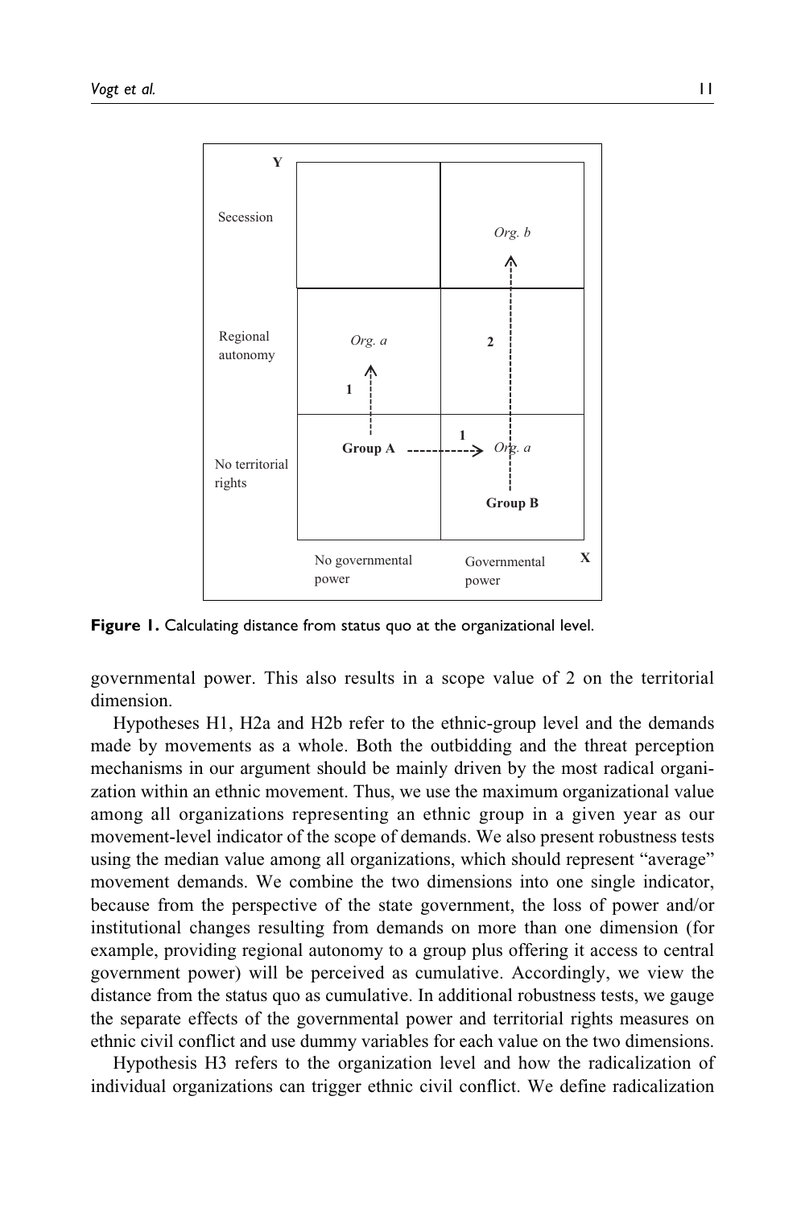**Figure 1.** Calculating distance from status quo at the organizational level.

governmental power. This also results in a scope value of 2 on the territorial dimension.

Hypotheses H1, H2a and H2b refer to the ethnic-group level and the demands made by movements as a whole. Both the outbidding and the threat perception mechanisms in our argument should be mainly driven by the most radical organization within an ethnic movement. Thus, we use the maximum organizational value among all organizations representing an ethnic group in a given year as our movement-level indicator of the scope of demands. We also present robustness tests using the median value among all organizations, which should represent "average" movement demands. We combine the two dimensions into one single indicator, because from the perspective of the state government, the loss of power and/or institutional changes resulting from demands on more than one dimension (for example, providing regional autonomy to a group plus offering it access to central government power) will be perceived as cumulative. Accordingly, we view the distance from the status quo as cumulative. In additional robustness tests, we gauge the separate effects of the governmental power and territorial rights measures on ethnic civil conflict and use dummy variables for each value on the two dimensions.

Hypothesis H3 refers to the organization level and how the radicalization of individual organizations can trigger ethnic civil conflict. We define radicalization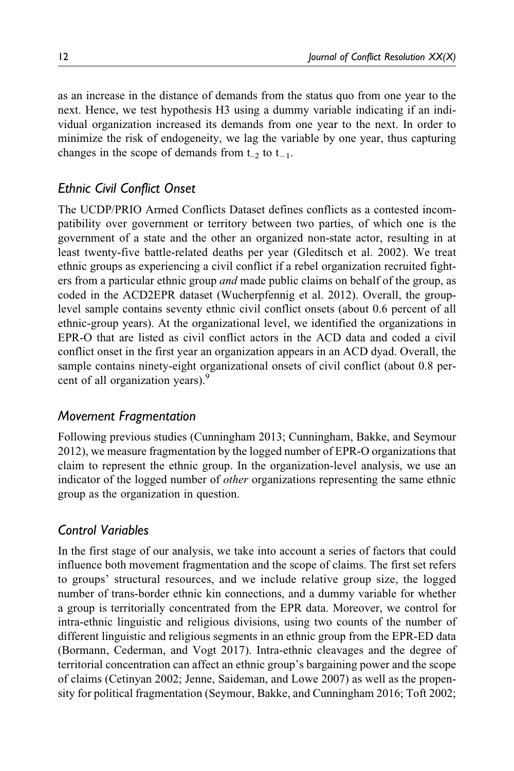as an increase in the distance of demands from the status quo from one year to the next. Hence, we test hypothesis H3 using a dummy variable indicating if an individual organization increased its demands from one year to the next. In order to minimize the risk of endogeneity, we lag the variable by one year, thus capturing changes in the scope of demands from $t_{-2}$ to $t_{-1}$.

## Ethnic Civil Conflict Onset

The UCDP/PRIO Armed Conflicts Dataset defines conflicts as a contested incompatibility over government or territory between two parties, of which one is the government of a state and the other an organized non-state actor, resulting in at least twenty-five battle-related deaths per year (Gleditsch et al. 2002). We treat ethnic groups as experiencing a civil conflict if a rebel organization recruited fighters from a particular ethnic group *and* made public claims on behalf of the group, as coded in the ACD2EPR dataset (Wucherpfennig et al. 2012). Overall, the group-level sample contains seventy ethnic civil conflict onsets (about 0.6 percent of all ethnic-group years). At the organizational level, we identified the organizations in EPR-O that are listed as civil conflict actors in the ACD data and coded a civil conflict onset in the first year an organization appears in an ACD dyad. Overall, the sample contains ninety-eight organizational onsets of civil conflict (about 0.8 percent of all organization years).[9]

## Movement Fragmentation

Following previous studies (Cunningham 2013; Cunningham, Bakke, and Seymour 2012), we measure fragmentation by the logged number of EPR-O organizations that claim to represent the ethnic group. In the organization-level analysis, we use an indicator of the logged number of *other* organizations representing the same ethnic group as the organization in question.

## Control Variables

In the first stage of our analysis, we take into account a series of factors that could influence both movement fragmentation and the scope of claims. The first set refers to groups' structural resources, and we include relative group size, the logged number of trans-border ethnic kin connections, and a dummy variable for whether a group is territorially concentrated from the EPR data. Moreover, we control for intra-ethnic linguistic and religious divisions, using two counts of the number of different linguistic and religious segments in an ethnic group from the EPR-ED data (Bormann, Cederman, and Vogt 2017). Intra-ethnic cleavages and the degree of territorial concentration can affect an ethnic group's bargaining power and the scope of claims (Cetinyan 2002; Jenne, Saideman, and Lowe 2007) as well as the propensity for political fragmentation (Seymour, Bakke, and Cunningham 2016; Toft 2002;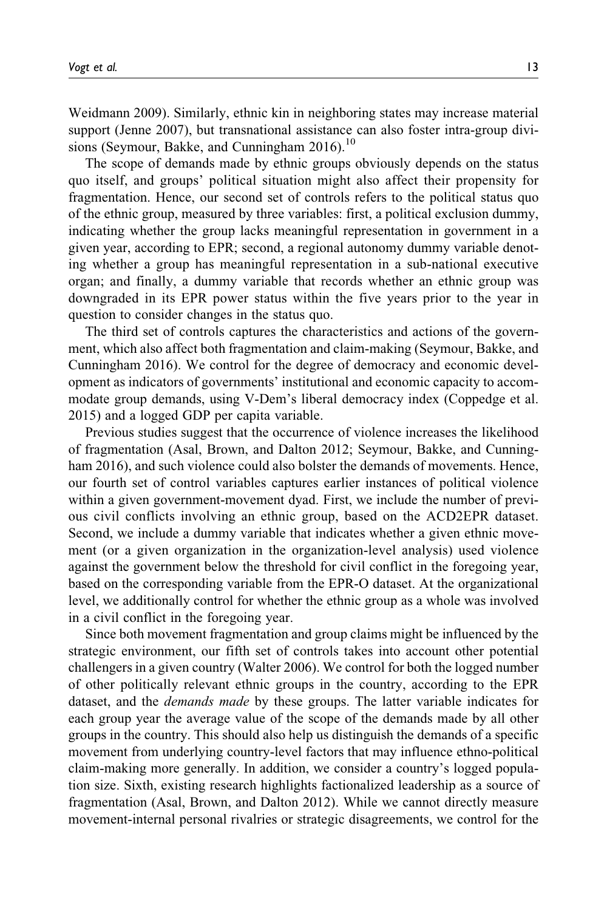Weidmann 2009). Similarly, ethnic kin in neighboring states may increase material support (Jenne 2007), but transnational assistance can also foster intra-group divisions (Seymour, Bakke, and Cunningham 2016).[10]

The scope of demands made by ethnic groups obviously depends on the status quo itself, and groups' political situation might also affect their propensity for fragmentation. Hence, our second set of controls refers to the political status quo of the ethnic group, measured by three variables: first, a political exclusion dummy, indicating whether the group lacks meaningful representation in government in a given year, according to EPR; second, a regional autonomy dummy variable denoting whether a group has meaningful representation in a sub-national executive organ; and finally, a dummy variable that records whether an ethnic group was downgraded in its EPR power status within the five years prior to the year in question to consider changes in the status quo.

The third set of controls captures the characteristics and actions of the government, which also affect both fragmentation and claim-making (Seymour, Bakke, and Cunningham 2016). We control for the degree of democracy and economic development as indicators of governments' institutional and economic capacity to accommodate group demands, using V-Dem's liberal democracy index (Coppedge et al. 2015) and a logged GDP per capita variable.

Previous studies suggest that the occurrence of violence increases the likelihood of fragmentation (Asal, Brown, and Dalton 2012; Seymour, Bakke, and Cunningham 2016), and such violence could also bolster the demands of movements. Hence, our fourth set of control variables captures earlier instances of political violence within a given government-movement dyad. First, we include the number of previous civil conflicts involving an ethnic group, based on the ACD2EPR dataset. Second, we include a dummy variable that indicates whether a given ethnic movement (or a given organization in the organization-level analysis) used violence against the government below the threshold for civil conflict in the foregoing year, based on the corresponding variable from the EPR-O dataset. At the organizational level, we additionally control for whether the ethnic group as a whole was involved in a civil conflict in the foregoing year.

Since both movement fragmentation and group claims might be influenced by the strategic environment, our fifth set of controls takes into account other potential challengers in a given country (Walter 2006). We control for both the logged number of other politically relevant ethnic groups in the country, according to the EPR dataset, and the *demands made* by these groups. The latter variable indicates for each group year the average value of the scope of the demands made by all other groups in the country. This should also help us distinguish the demands of a specific movement from underlying country-level factors that may influence ethno-political claim-making more generally. In addition, we consider a country's logged population size. Sixth, existing research highlights factionalized leadership as a source of fragmentation (Asal, Brown, and Dalton 2012). While we cannot directly measure movement-internal personal rivalries or strategic disagreements, we control for the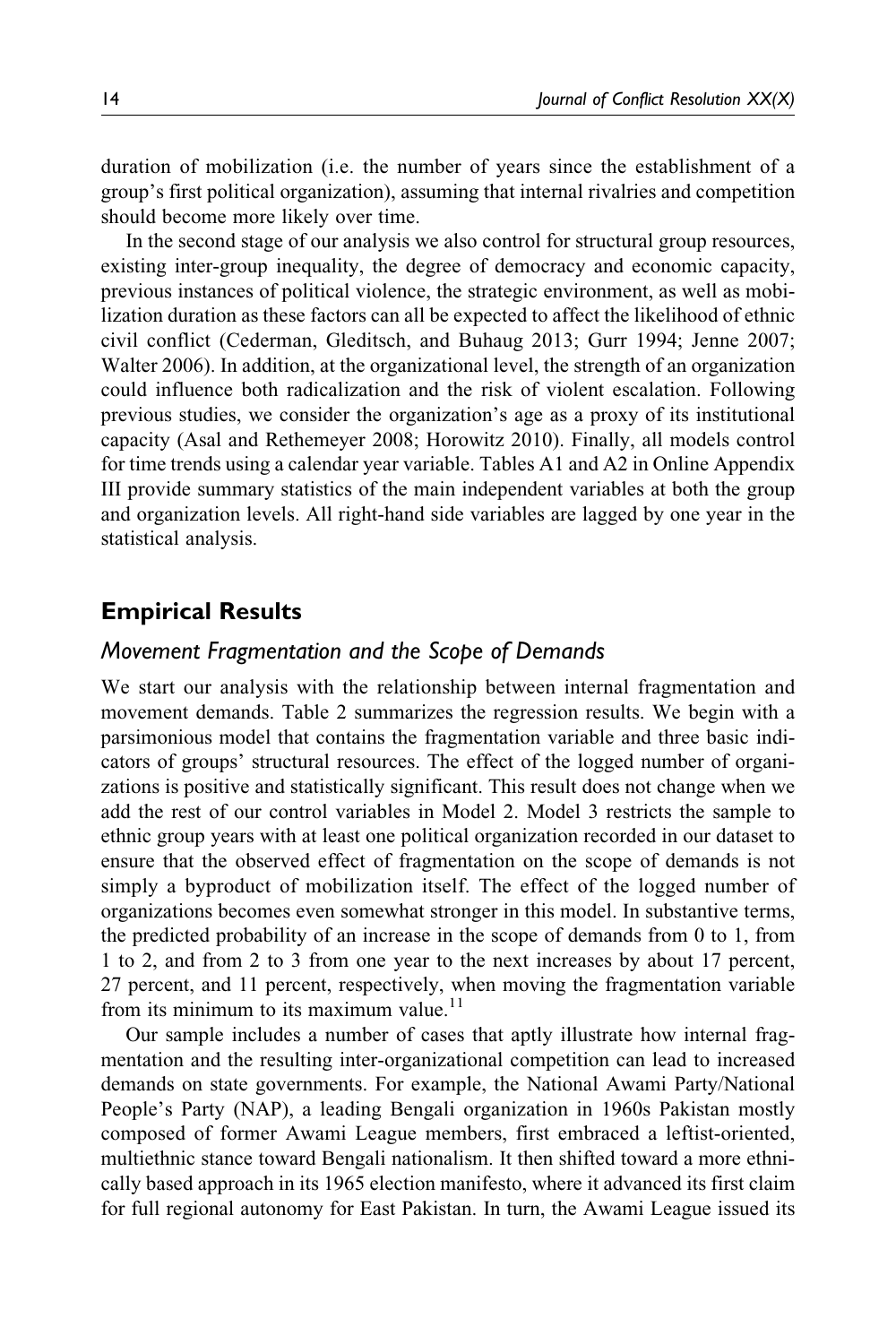duration of mobilization (i.e. the number of years since the establishment of a group's first political organization), assuming that internal rivalries and competition should become more likely over time.

In the second stage of our analysis we also control for structural group resources, existing inter-group inequality, the degree of democracy and economic capacity, previous instances of political violence, the strategic environment, as well as mobilization duration as these factors can all be expected to affect the likelihood of ethnic civil conflict (Cederman, Gleditsch, and Buhaug 2013; Gurr 1994; Jenne 2007; Walter 2006). In addition, at the organizational level, the strength of an organization could influence both radicalization and the risk of violent escalation. Following previous studies, we consider the organization's age as a proxy of its institutional capacity (Asal and Rethemeyer 2008; Horowitz 2010). Finally, all models control for time trends using a calendar year variable. Tables A1 and A2 in Online Appendix III provide summary statistics of the main independent variables at both the group and organization levels. All right-hand side variables are lagged by one year in the statistical analysis.

## Empirical Results

### *Movement Fragmentation and the Scope of Demands*

We start our analysis with the relationship between internal fragmentation and movement demands. Table 2 summarizes the regression results. We begin with a parsimonious model that contains the fragmentation variable and three basic indicators of groups' structural resources. The effect of the logged number of organizations is positive and statistically significant. This result does not change when we add the rest of our control variables in Model 2. Model 3 restricts the sample to ethnic group years with at least one political organization recorded in our dataset to ensure that the observed effect of fragmentation on the scope of demands is not simply a byproduct of mobilization itself. The effect of the logged number of organizations becomes even somewhat stronger in this model. In substantive terms, the predicted probability of an increase in the scope of demands from 0 to 1, from 1 to 2, and from 2 to 3 from one year to the next increases by about 17 percent, 27 percent, and 11 percent, respectively, when moving the fragmentation variable from its minimum to its maximum value.[11]

Our sample includes a number of cases that aptly illustrate how internal fragmentation and the resulting inter-organizational competition can lead to increased demands on state governments. For example, the National Awami Party/National People's Party (NAP), a leading Bengali organization in 1960s Pakistan mostly composed of former Awami League members, first embraced a leftist-oriented, multiethnic stance toward Bengali nationalism. It then shifted toward a more ethnically based approach in its 1965 election manifesto, where it advanced its first claim for full regional autonomy for East Pakistan. In turn, the Awami League issued its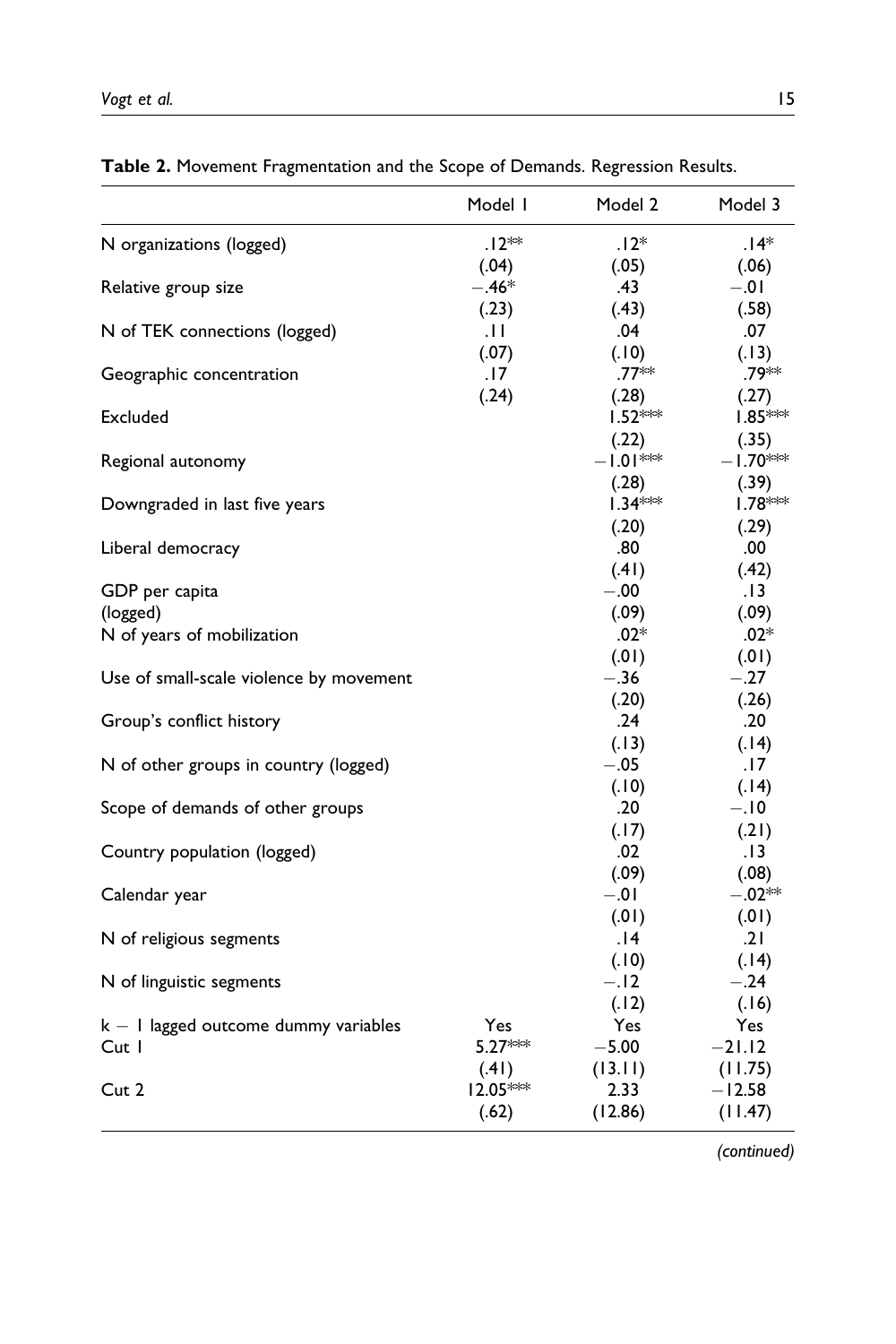**Table 2.** Movement Fragmentation and the Scope of Demands. Regression Results.

| | Model 1 | Model 2 | Model 3 |
|---|---|---|---|
| N organizations (logged) | .12** | .12* | .14* |
| | (.04) | (.05) | (.06) |
| Relative group size | −.46* | .43 | −.01 |
| | (.23) | (.43) | (.58) |
| N of TEK connections (logged) | .11 | .04 | .07 |
| | (.07) | (.10) | (.13) |
| Geographic concentration | .17 | .77** | .79** |
| | (.24) | (.28) | (.27) |
| Excluded | | 1.52*** | 1.85*** |
| | | (.22) | (.35) |
| Regional autonomy | | −1.01*** | −1.70*** |
| | | (.28) | (.39) |
| Downgraded in last five years | | 1.34*** | 1.78*** |
| | | (.20) | (.29) |
| Liberal democracy | | .80 | .00 |
| | | (.41) | (.42) |
| GDP per capita (logged) | | −.00 | .13 |
| | | (.09) | (.09) |
| N of years of mobilization | | .02* | .02* |
| | | (.01) | (.01) |
| Use of small-scale violence by movement | | −.36 | −.27 |
| | | (.20) | (.26) |
| Group's conflict history | | .24 | .20 |
| | | (.13) | (.14) |
| N of other groups in country (logged) | | −.05 | .17 |
| | | (.10) | (.14) |
| Scope of demands of other groups | | .20 | −.10 |
| | | (.17) | (.21) |
| Country population (logged) | | .02 | .13 |
| | | (.09) | (.08) |
| Calendar year | | −.01 | −.02** |
| | | (.01) | (.01) |
| N of religious segments | | .14 | .21 |
| | | (.10) | (.14) |
| N of linguistic segments | | −.12 | −.24 |
| | | (.12) | (.16) |
| k − 1 lagged outcome dummy variables | Yes | Yes | Yes |
| Cut 1 | 5.27*** | −5.00 | −21.12 |
| | (.41) | (13.11) | (11.75) |
| Cut 2 | 12.05*** | 2.33 | −12.58 |
| | (.62) | (12.86) | (11.47) |

*(continued)*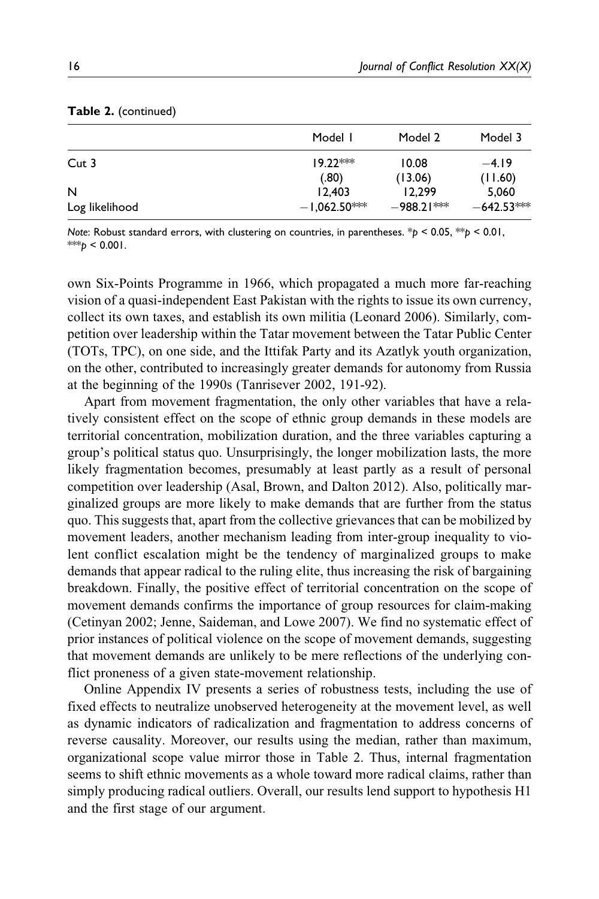**Table 2.** (continued)

| | Model 1 | Model 2 | Model 3 |
|---|---|---|---|
| Cut 3 | 19.22*** | 10.08 | −4.19 |
| | (.80) | (13.06) | (11.60) |
| N | 12,403 | 12,299 | 5,060 |
| Log likelihood | −1,062.50*** | −988.21*** | −642.53*** |

*Note*: Robust standard errors, with clustering on countries, in parentheses. *$p < 0.05$, **$p < 0.01$, ***$p < 0.001$.

own Six-Points Programme in 1966, which propagated a much more far-reaching vision of a quasi-independent East Pakistan with the rights to issue its own currency, collect its own taxes, and establish its own militia (Leonard 2006). Similarly, competition over leadership within the Tatar movement between the Tatar Public Center (TOTs, TPC), on one side, and the Ittifak Party and its Azatlyk youth organization, on the other, contributed to increasingly greater demands for autonomy from Russia at the beginning of the 1990s (Tanrisever 2002, 191-92).

Apart from movement fragmentation, the only other variables that have a relatively consistent effect on the scope of ethnic group demands in these models are territorial concentration, mobilization duration, and the three variables capturing a group's political status quo. Unsurprisingly, the longer mobilization lasts, the more likely fragmentation becomes, presumably at least partly as a result of personal competition over leadership (Asal, Brown, and Dalton 2012). Also, politically marginalized groups are more likely to make demands that are further from the status quo. This suggests that, apart from the collective grievances that can be mobilized by movement leaders, another mechanism leading from inter-group inequality to violent conflict escalation might be the tendency of marginalized groups to make demands that appear radical to the ruling elite, thus increasing the risk of bargaining breakdown. Finally, the positive effect of territorial concentration on the scope of movement demands confirms the importance of group resources for claim-making (Cetinyan 2002; Jenne, Saideman, and Lowe 2007). We find no systematic effect of prior instances of political violence on the scope of movement demands, suggesting that movement demands are unlikely to be mere reflections of the underlying conflict proneness of a given state-movement relationship.

Online Appendix IV presents a series of robustness tests, including the use of fixed effects to neutralize unobserved heterogeneity at the movement level, as well as dynamic indicators of radicalization and fragmentation to address concerns of reverse causality. Moreover, our results using the median, rather than maximum, organizational scope value mirror those in Table 2. Thus, internal fragmentation seems to shift ethnic movements as a whole toward more radical claims, rather than simply producing radical outliers. Overall, our results lend support to hypothesis H1 and the first stage of our argument.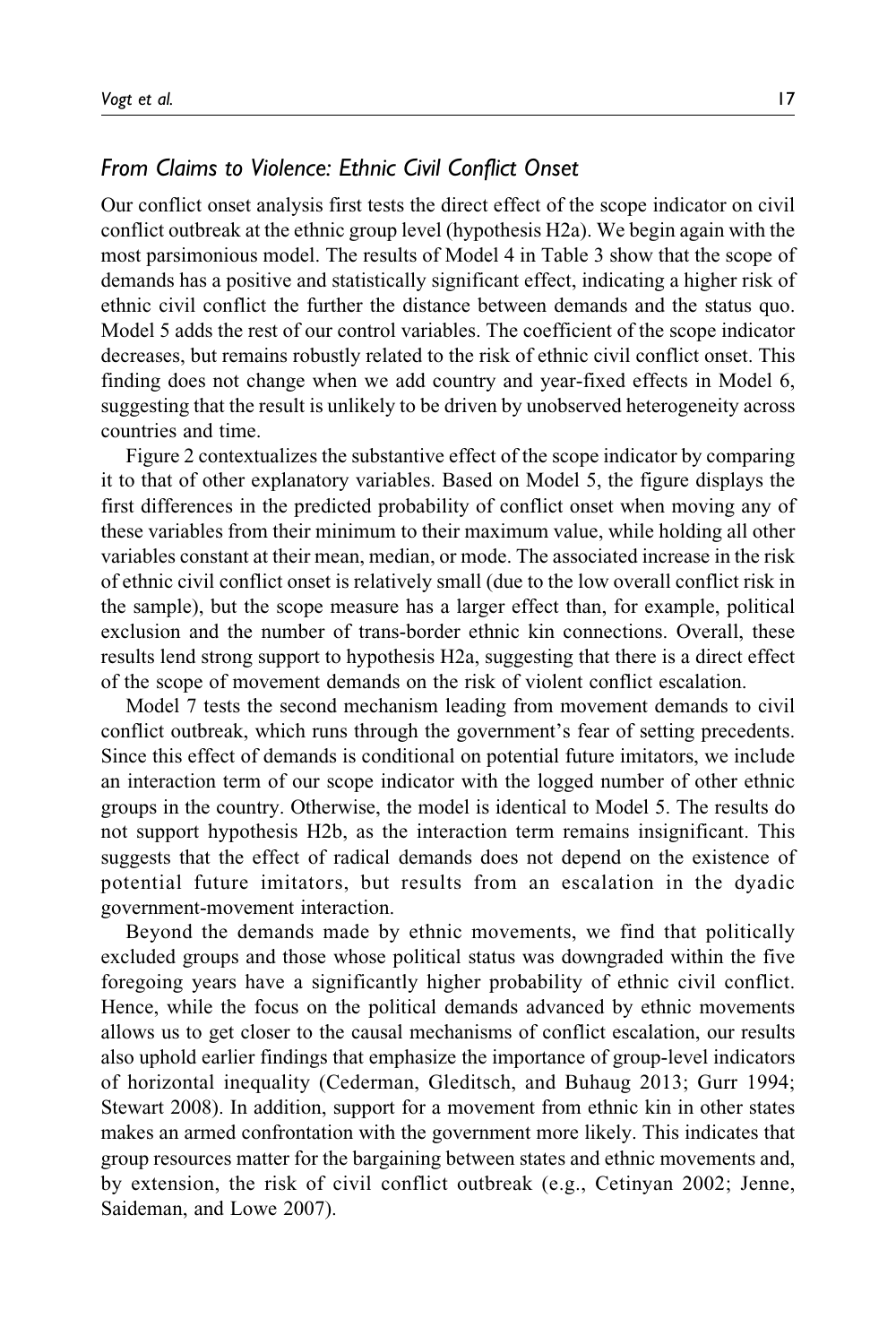### *From Claims to Violence: Ethnic Civil Conflict Onset*

Our conflict onset analysis first tests the direct effect of the scope indicator on civil conflict outbreak at the ethnic group level (hypothesis H2a). We begin again with the most parsimonious model. The results of Model 4 in Table 3 show that the scope of demands has a positive and statistically significant effect, indicating a higher risk of ethnic civil conflict the further the distance between demands and the status quo. Model 5 adds the rest of our control variables. The coefficient of the scope indicator decreases, but remains robustly related to the risk of ethnic civil conflict onset. This finding does not change when we add country and year-fixed effects in Model 6, suggesting that the result is unlikely to be driven by unobserved heterogeneity across countries and time.

Figure 2 contextualizes the substantive effect of the scope indicator by comparing it to that of other explanatory variables. Based on Model 5, the figure displays the first differences in the predicted probability of conflict onset when moving any of these variables from their minimum to their maximum value, while holding all other variables constant at their mean, median, or mode. The associated increase in the risk of ethnic civil conflict onset is relatively small (due to the low overall conflict risk in the sample), but the scope measure has a larger effect than, for example, political exclusion and the number of trans-border ethnic kin connections. Overall, these results lend strong support to hypothesis H2a, suggesting that there is a direct effect of the scope of movement demands on the risk of violent conflict escalation.

Model 7 tests the second mechanism leading from movement demands to civil conflict outbreak, which runs through the government's fear of setting precedents. Since this effect of demands is conditional on potential future imitators, we include an interaction term of our scope indicator with the logged number of other ethnic groups in the country. Otherwise, the model is identical to Model 5. The results do not support hypothesis H2b, as the interaction term remains insignificant. This suggests that the effect of radical demands does not depend on the existence of potential future imitators, but results from an escalation in the dyadic government-movement interaction.

Beyond the demands made by ethnic movements, we find that politically excluded groups and those whose political status was downgraded within the five foregoing years have a significantly higher probability of ethnic civil conflict. Hence, while the focus on the political demands advanced by ethnic movements allows us to get closer to the causal mechanisms of conflict escalation, our results also uphold earlier findings that emphasize the importance of group-level indicators of horizontal inequality (Cederman, Gleditsch, and Buhaug 2013; Gurr 1994; Stewart 2008). In addition, support for a movement from ethnic kin in other states makes an armed confrontation with the government more likely. This indicates that group resources matter for the bargaining between states and ethnic movements and, by extension, the risk of civil conflict outbreak (e.g., Cetinyan 2002; Jenne, Saideman, and Lowe 2007).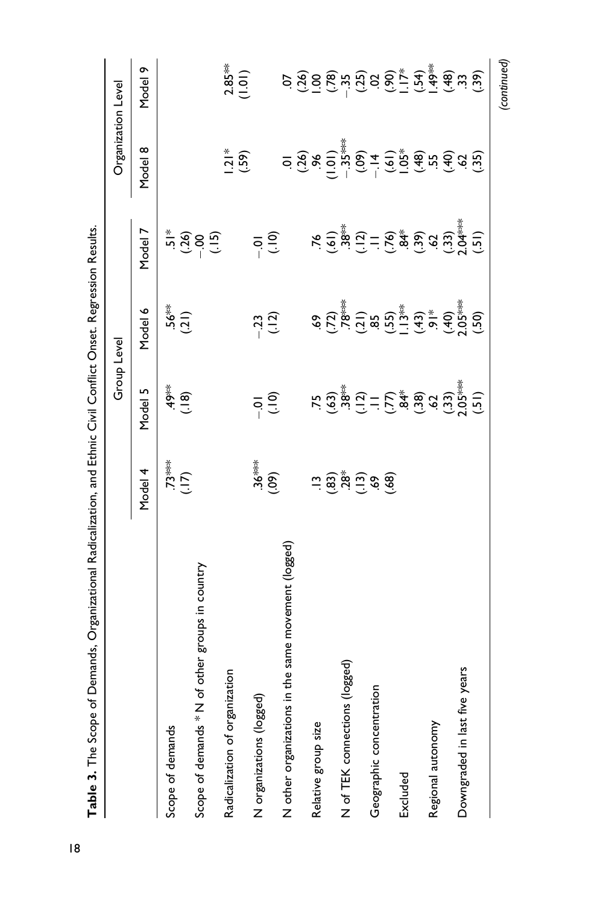**Table 3.** The Scope of Demands, Organizational Radicalization, and Ethnic Civil Conflict Onset. Regression Results.

| | Group Level | | | | Organization Level | |
|---|---|---|---|---|---|---|
| | Model 4 | Model 5 | Model 6 | Model 7 | Model 8 | Model 9 |
| Scope of demands | .73*** | .49** | .56** | .51* | | |
| | (.17) | (.18) | (.21) | (.26) | | |
| Scope of demands * N of other groups in country | | | | −.00 | | |
| | | | | (.15) | | |
| Radicalization of organization | | | | | 1.21* | 2.85** |
| | | | | | (.59) | (1.01) |
| N organizations (logged) | .36*** | −.01 | −.23 | −.01 | | |
| | (.09) | (.10) | (.12) | (.10) | | |
| N other organizations in the same movement (logged) | | | | | .01 | .07 |
| | | | | | (.26) | (.26) |
| Relative group size | .13 | .75 | .69 | .76 | .96 | 1.00 |
| | (.83) | (.63) | (.72) | (.61) | (1.01) | (.78) |
| N of TEK connections (logged) | .28* | .38** | .78*** | .38** | −.35*** | −.35 |
| | (.13) | (.12) | (.21) | (.12) | (.09) | (.25) |
| Geographic concentration | .69 | .11 | .85 | .11 | −.14 | .02 |
| | (.68) | (.77) | (.55) | (.76) | (.61) | (.90) |
| Excluded | | .84* | 1.13** | .84* | 1.05* | 1.17* |
| | | (.38) | (.43) | (.39) | (.48) | (.54) |
| Regional autonomy | | .62 | .91* | .62 | .55 | 1.49** |
| | | (.33) | (.40) | (.33) | (.40) | (.48) |
| Downgraded in last five years | | 2.05*** | 2.05*** | 2.04*** | .62 | .33 |
| | | (.51) | (.50) | (.51) | (.35) | (.39) |

(continued)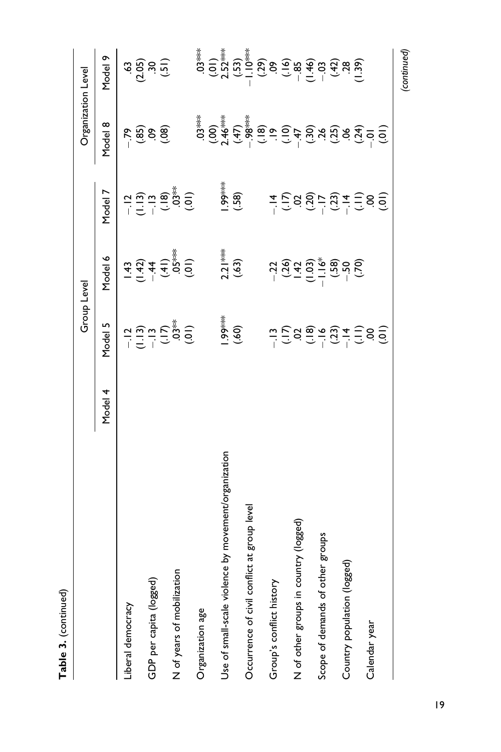**Table 3.** (continued)

| | Group Level | | | | Organization Level | |
|---|---|---|---|---|---|---|
| | Model 4 | Model 5 | Model 6 | Model 7 | Model 8 | Model 9 |
| Liberal democracy | | −.12 | 1.43 | −.12 | −.79 | .63 |
| | | (1.13) | (1.42) | (1.13) | (.85) | (2.05) |
| GDP per capita (logged) | | −.13 | −.44 | −.13 | .09 | .30 |
| | | (.17) | (.41) | (.18) | (.08) | (.51) |
| N of years of mobilization | | .03** | .05*** | .03** | | |
| | | (.01) | (.01) | (.01) | | |
| Organization age | | | | | .03*** | .03*** |
| | | | | | (.00) | (.01) |
| Use of small-scale violence by movement/organization | | 1.99*** | 2.21*** | 1.99*** | 2.46*** | 2.52*** |
| | | (.60) | (.63) | (.58) | (.47) | (.53) |
| Occurrence of civil conflict at group level | | | | | −.98*** | −1.10*** |
| | | | | | (.18) | (.29) |
| Group's conflict history | | −.13 | −.22 | −.14 | .19 | .09 |
| | | (.17) | (.26) | (.17) | (.10) | (.16) |
| N of other groups in country (logged) | | .02 | 1.42 | .02 | −.47 | −.85 |
| | | (.18) | (1.03) | (.20) | (.30) | (1.46) |
| Scope of demands of other groups | | −.16 | −1.16* | −.17 | .26 | −.03 |
| | | (.23) | (.58) | (.23) | (.25) | (.42) |
| Country population (logged) | | −.14 | −.50 | −.14 | .06 | .28 |
| | | (.11) | (.70) | (.11) | (.24) | (1.39) |
| Calendar year | | .00 | | .00 | −.01 | |
| | | (.01) | | (.01) | (.01) | |

*(continued)*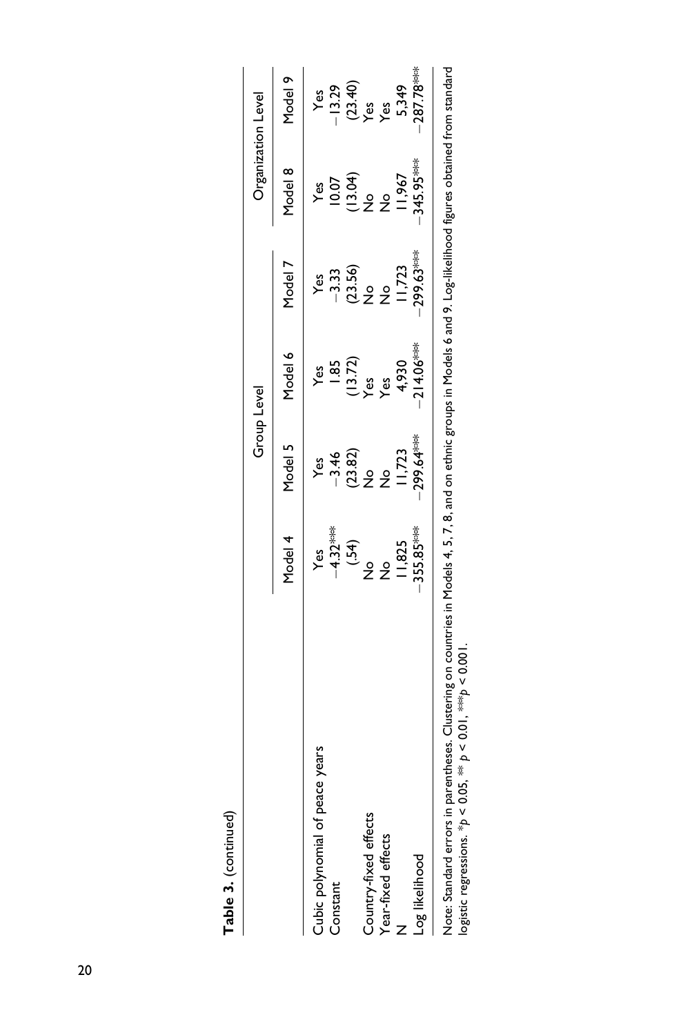**Table 3.** (continued)

| | | Group Level | | | Organization Level | |
|---|---|---|---|---|---|---|
| | Model 4 | Model 5 | Model 6 | Model 7 | Model 8 | Model 9 |
| Cubic polynomial of peace years | Yes | Yes | Yes | Yes | Yes | Yes |
| Constant | −4.32*** | −3.46 | 1.85 | −3.33 | 10.07 | −13.29 |
| | (.54) | (23.82) | (13.72) | (23.56) | (13.04) | (23.40) |
| Country-fixed effects | No | No | Yes | No | No | Yes |
| Year-fixed effects | No | No | Yes | No | No | Yes |
| N | 11,825 | 11,723 | 4,930 | 11,723 | 11,967 | 5,349 |
| Log likelihood | −355.85*** | −299.64*** | −214.06*** | −299.63*** | −345.95*** | −287.78*** |

Note: Standard errors in parentheses. Clustering on countries in Models 4, 5, 7, 8, and on ethnic groups in Models 6 and 9. Log-likelihood figures obtained from standard logistic regressions. $*p < 0.05$, $**p < 0.01$, $***p < 0.001$.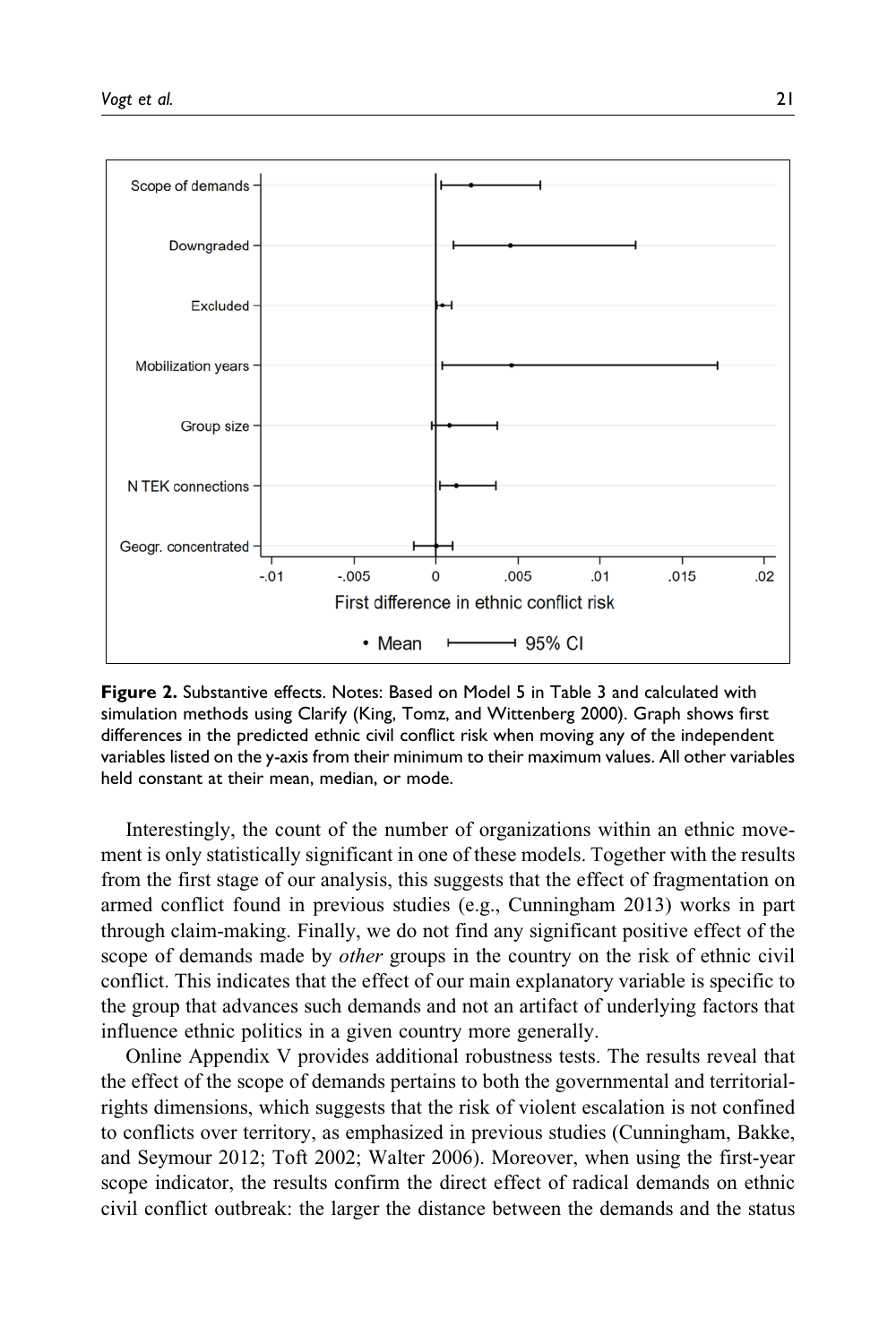**Figure 2.** Substantive effects. Notes: Based on Model 5 in Table 3 and calculated with simulation methods using Clarify (King, Tomz, and Wittenberg 2000). Graph shows first differences in the predicted ethnic civil conflict risk when moving any of the independent variables listed on the y-axis from their minimum to their maximum values. All other variables held constant at their mean, median, or mode.

Interestingly, the count of the number of organizations within an ethnic movement is only statistically significant in one of these models. Together with the results from the first stage of our analysis, this suggests that the effect of fragmentation on armed conflict found in previous studies (e.g., Cunningham 2013) works in part through claim-making. Finally, we do not find any significant positive effect of the scope of demands made by *other* groups in the country on the risk of ethnic civil conflict. This indicates that the effect of our main explanatory variable is specific to the group that advances such demands and not an artifact of underlying factors that influence ethnic politics in a given country more generally.

Online Appendix V provides additional robustness tests. The results reveal that the effect of the scope of demands pertains to both the governmental and territorial-rights dimensions, which suggests that the risk of violent escalation is not confined to conflicts over territory, as emphasized in previous studies (Cunningham, Bakke, and Seymour 2012; Toft 2002; Walter 2006). Moreover, when using the first-year scope indicator, the results confirm the direct effect of radical demands on ethnic civil conflict outbreak: the larger the distance between the demands and the status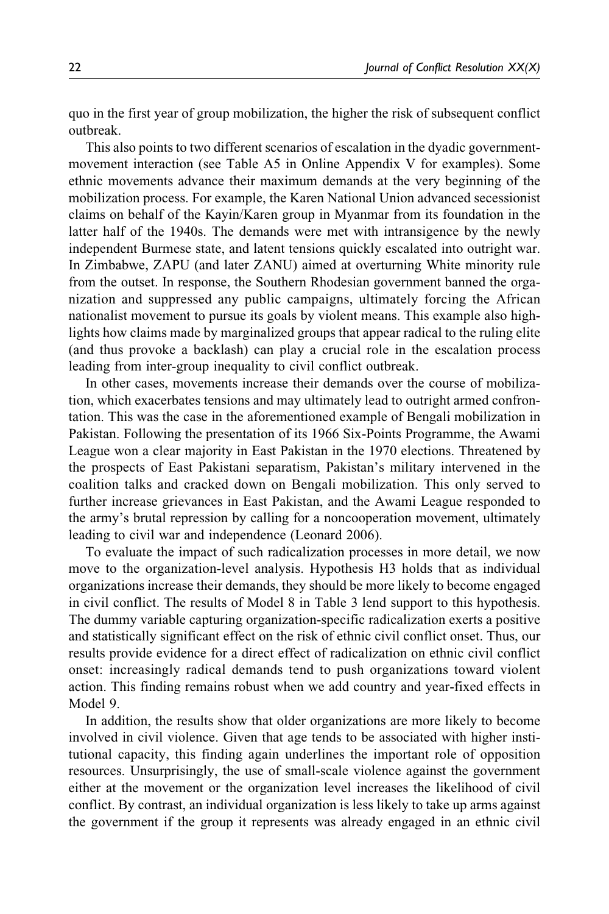quo in the first year of group mobilization, the higher the risk of subsequent conflict outbreak.

This also points to two different scenarios of escalation in the dyadic government-movement interaction (see Table A5 in Online Appendix V for examples). Some ethnic movements advance their maximum demands at the very beginning of the mobilization process. For example, the Karen National Union advanced secessionist claims on behalf of the Kayin/Karen group in Myanmar from its foundation in the latter half of the 1940s. The demands were met with intransigence by the newly independent Burmese state, and latent tensions quickly escalated into outright war. In Zimbabwe, ZAPU (and later ZANU) aimed at overturning White minority rule from the outset. In response, the Southern Rhodesian government banned the organization and suppressed any public campaigns, ultimately forcing the African nationalist movement to pursue its goals by violent means. This example also highlights how claims made by marginalized groups that appear radical to the ruling elite (and thus provoke a backlash) can play a crucial role in the escalation process leading from inter-group inequality to civil conflict outbreak.

In other cases, movements increase their demands over the course of mobilization, which exacerbates tensions and may ultimately lead to outright armed confrontation. This was the case in the aforementioned example of Bengali mobilization in Pakistan. Following the presentation of its 1966 Six-Points Programme, the Awami League won a clear majority in East Pakistan in the 1970 elections. Threatened by the prospects of East Pakistani separatism, Pakistan's military intervened in the coalition talks and cracked down on Bengali mobilization. This only served to further increase grievances in East Pakistan, and the Awami League responded to the army's brutal repression by calling for a noncooperation movement, ultimately leading to civil war and independence (Leonard 2006).

To evaluate the impact of such radicalization processes in more detail, we now move to the organization-level analysis. Hypothesis H3 holds that as individual organizations increase their demands, they should be more likely to become engaged in civil conflict. The results of Model 8 in Table 3 lend support to this hypothesis. The dummy variable capturing organization-specific radicalization exerts a positive and statistically significant effect on the risk of ethnic civil conflict onset. Thus, our results provide evidence for a direct effect of radicalization on ethnic civil conflict onset: increasingly radical demands tend to push organizations toward violent action. This finding remains robust when we add country and year-fixed effects in Model 9.

In addition, the results show that older organizations are more likely to become involved in civil violence. Given that age tends to be associated with higher institutional capacity, this finding again underlines the important role of opposition resources. Unsurprisingly, the use of small-scale violence against the government either at the movement or the organization level increases the likelihood of civil conflict. By contrast, an individual organization is less likely to take up arms against the government if the group it represents was already engaged in an ethnic civil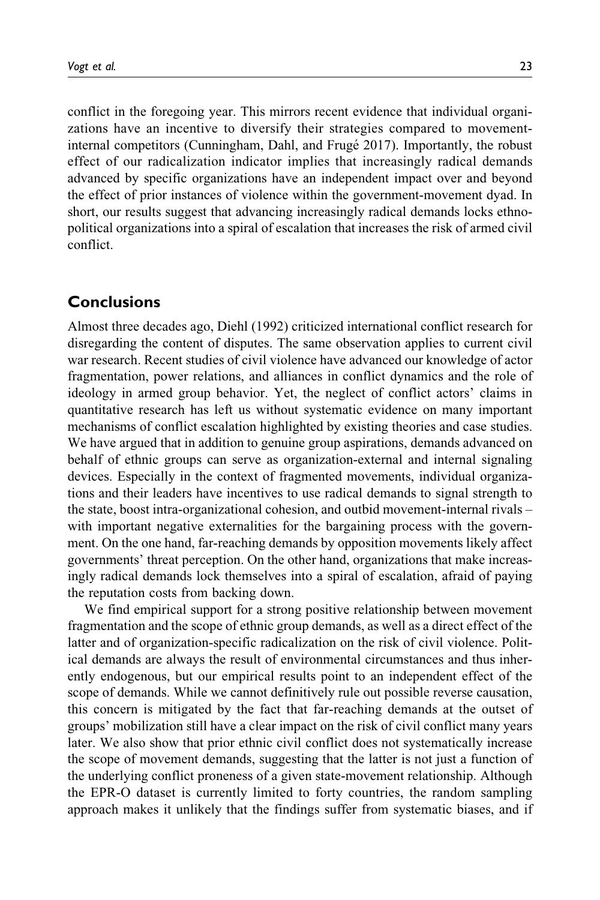conflict in the foregoing year. This mirrors recent evidence that individual organizations have an incentive to diversify their strategies compared to movement-internal competitors (Cunningham, Dahl, and Frugé 2017). Importantly, the robust effect of our radicalization indicator implies that increasingly radical demands advanced by specific organizations have an independent impact over and beyond the effect of prior instances of violence within the government-movement dyad. In short, our results suggest that advancing increasingly radical demands locks ethno-political organizations into a spiral of escalation that increases the risk of armed civil conflict.

## Conclusions

Almost three decades ago, Diehl (1992) criticized international conflict research for disregarding the content of disputes. The same observation applies to current civil war research. Recent studies of civil violence have advanced our knowledge of actor fragmentation, power relations, and alliances in conflict dynamics and the role of ideology in armed group behavior. Yet, the neglect of conflict actors' claims in quantitative research has left us without systematic evidence on many important mechanisms of conflict escalation highlighted by existing theories and case studies. We have argued that in addition to genuine group aspirations, demands advanced on behalf of ethnic groups can serve as organization-external and internal signaling devices. Especially in the context of fragmented movements, individual organizations and their leaders have incentives to use radical demands to signal strength to the state, boost intra-organizational cohesion, and outbid movement-internal rivals – with important negative externalities for the bargaining process with the government. On the one hand, far-reaching demands by opposition movements likely affect governments' threat perception. On the other hand, organizations that make increasingly radical demands lock themselves into a spiral of escalation, afraid of paying the reputation costs from backing down.

We find empirical support for a strong positive relationship between movement fragmentation and the scope of ethnic group demands, as well as a direct effect of the latter and of organization-specific radicalization on the risk of civil violence. Political demands are always the result of environmental circumstances and thus inherently endogenous, but our empirical results point to an independent effect of the scope of demands. While we cannot definitively rule out possible reverse causation, this concern is mitigated by the fact that far-reaching demands at the outset of groups' mobilization still have a clear impact on the risk of civil conflict many years later. We also show that prior ethnic civil conflict does not systematically increase the scope of movement demands, suggesting that the latter is not just a function of the underlying conflict proneness of a given state-movement relationship. Although the EPR-O dataset is currently limited to forty countries, the random sampling approach makes it unlikely that the findings suffer from systematic biases, and if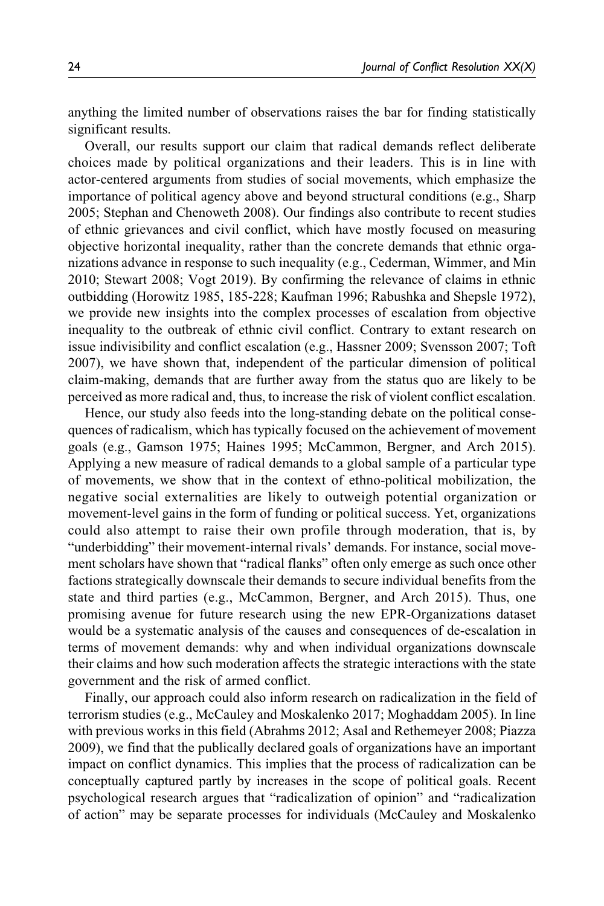anything the limited number of observations raises the bar for finding statistically significant results.

Overall, our results support our claim that radical demands reflect deliberate choices made by political organizations and their leaders. This is in line with actor-centered arguments from studies of social movements, which emphasize the importance of political agency above and beyond structural conditions (e.g., Sharp 2005; Stephan and Chenoweth 2008). Our findings also contribute to recent studies of ethnic grievances and civil conflict, which have mostly focused on measuring objective horizontal inequality, rather than the concrete demands that ethnic organizations advance in response to such inequality (e.g., Cederman, Wimmer, and Min 2010; Stewart 2008; Vogt 2019). By confirming the relevance of claims in ethnic outbidding (Horowitz 1985, 185-228; Kaufman 1996; Rabushka and Shepsle 1972), we provide new insights into the complex processes of escalation from objective inequality to the outbreak of ethnic civil conflict. Contrary to extant research on issue indivisibility and conflict escalation (e.g., Hassner 2009; Svensson 2007; Toft 2007), we have shown that, independent of the particular dimension of political claim-making, demands that are further away from the status quo are likely to be perceived as more radical and, thus, to increase the risk of violent conflict escalation.

Hence, our study also feeds into the long-standing debate on the political consequences of radicalism, which has typically focused on the achievement of movement goals (e.g., Gamson 1975; Haines 1995; McCammon, Bergner, and Arch 2015). Applying a new measure of radical demands to a global sample of a particular type of movements, we show that in the context of ethno-political mobilization, the negative social externalities are likely to outweigh potential organization or movement-level gains in the form of funding or political success. Yet, organizations could also attempt to raise their own profile through moderation, that is, by "underbidding" their movement-internal rivals' demands. For instance, social movement scholars have shown that "radical flanks" often only emerge as such once other factions strategically downscale their demands to secure individual benefits from the state and third parties (e.g., McCammon, Bergner, and Arch 2015). Thus, one promising avenue for future research using the new EPR-Organizations dataset would be a systematic analysis of the causes and consequences of de-escalation in terms of movement demands: why and when individual organizations downscale their claims and how such moderation affects the strategic interactions with the state government and the risk of armed conflict.

Finally, our approach could also inform research on radicalization in the field of terrorism studies (e.g., McCauley and Moskalenko 2017; Moghaddam 2005). In line with previous works in this field (Abrahms 2012; Asal and Rethemeyer 2008; Piazza 2009), we find that the publically declared goals of organizations have an important impact on conflict dynamics. This implies that the process of radicalization can be conceptually captured partly by increases in the scope of political goals. Recent psychological research argues that "radicalization of opinion" and "radicalization of action" may be separate processes for individuals (McCauley and Moskalenko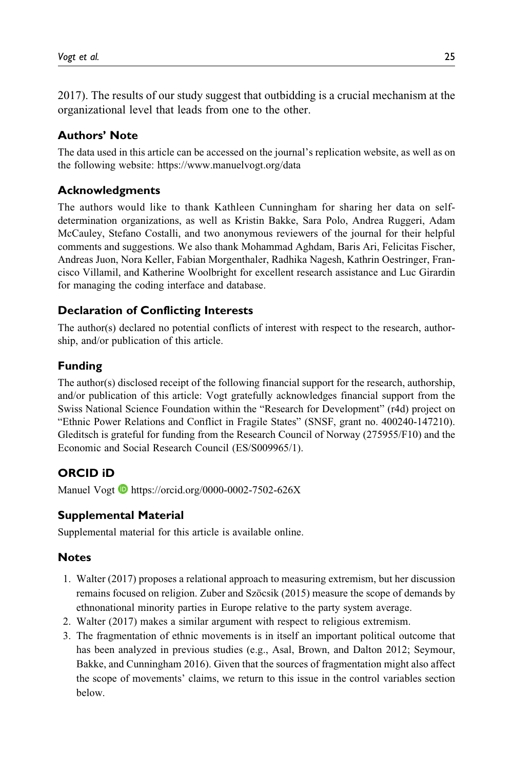2017). The results of our study suggest that outbidding is a crucial mechanism at the organizational level that leads from one to the other.

## Authors' Note

The data used in this article can be accessed on the journal's replication website, as well as on the following website: https://www.manuelvogt.org/data

## Acknowledgments

The authors would like to thank Kathleen Cunningham for sharing her data on self-determination organizations, as well as Kristin Bakke, Sara Polo, Andrea Ruggeri, Adam McCauley, Stefano Costalli, and two anonymous reviewers of the journal for their helpful comments and suggestions. We also thank Mohammad Aghdam, Baris Ari, Felicitas Fischer, Andreas Juon, Nora Keller, Fabian Morgenthaler, Radhika Nagesh, Kathrin Oestringer, Francisco Villamil, and Katherine Woolbright for excellent research assistance and Luc Girardin for managing the coding interface and database.

## Declaration of Conflicting Interests

The author(s) declared no potential conflicts of interest with respect to the research, authorship, and/or publication of this article.

## Funding

The author(s) disclosed receipt of the following financial support for the research, authorship, and/or publication of this article: Vogt gratefully acknowledges financial support from the Swiss National Science Foundation within the "Research for Development" (r4d) project on "Ethnic Power Relations and Conflict in Fragile States" (SNSF, grant no. 400240-147210). Gleditsch is grateful for funding from the Research Council of Norway (275955/F10) and the Economic and Social Research Council (ES/S009965/1).

## ORCID iD

Manuel Vogt https://orcid.org/0000-0002-7502-626X

## Supplemental Material

Supplemental material for this article is available online.

## Notes

1. Walter (2017) proposes a relational approach to measuring extremism, but her discussion remains focused on religion. Zuber and Szöcsik (2015) measure the scope of demands by ethnonational minority parties in Europe relative to the party system average.
2. Walter (2017) makes a similar argument with respect to religious extremism.
3. The fragmentation of ethnic movements is in itself an important political outcome that has been analyzed in previous studies (e.g., Asal, Brown, and Dalton 2012; Seymour, Bakke, and Cunningham 2016). Given that the sources of fragmentation might also affect the scope of movements' claims, we return to this issue in the control variables section below.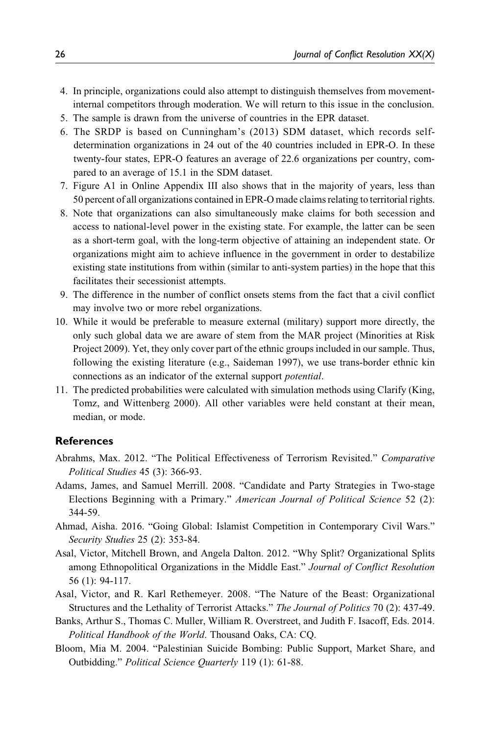4. In principle, organizations could also attempt to distinguish themselves from movement-internal competitors through moderation. We will return to this issue in the conclusion.
5. The sample is drawn from the universe of countries in the EPR dataset.
6. The SRDP is based on Cunningham's (2013) SDM dataset, which records self-determination organizations in 24 out of the 40 countries included in EPR-O. In these twenty-four states, EPR-O features an average of 22.6 organizations per country, compared to an average of 15.1 in the SDM dataset.
7. Figure A1 in Online Appendix III also shows that in the majority of years, less than 50 percent of all organizations contained in EPR-O made claims relating to territorial rights.
8. Note that organizations can also simultaneously make claims for both secession and access to national-level power in the existing state. For example, the latter can be seen as a short-term goal, with the long-term objective of attaining an independent state. Or organizations might aim to achieve influence in the government in order to destabilize existing state institutions from within (similar to anti-system parties) in the hope that this facilitates their secessionist attempts.
9. The difference in the number of conflict onsets stems from the fact that a civil conflict may involve two or more rebel organizations.
10. While it would be preferable to measure external (military) support more directly, the only such global data we are aware of stem from the MAR project (Minorities at Risk Project 2009). Yet, they only cover part of the ethnic groups included in our sample. Thus, following the existing literature (e.g., Saideman 1997), we use trans-border ethnic kin connections as an indicator of the external support *potential*.
11. The predicted probabilities were calculated with simulation methods using Clarify (King, Tomz, and Wittenberg 2000). All other variables were held constant at their mean, median, or mode.

## References

Abrahms, Max. 2012. "The Political Effectiveness of Terrorism Revisited." *Comparative Political Studies* 45 (3): 366-93.

Adams, James, and Samuel Merrill. 2008. "Candidate and Party Strategies in Two-stage Elections Beginning with a Primary." *American Journal of Political Science* 52 (2): 344-59.

Ahmad, Aisha. 2016. "Going Global: Islamist Competition in Contemporary Civil Wars." *Security Studies* 25 (2): 353-84.

Asal, Victor, Mitchell Brown, and Angela Dalton. 2012. "Why Split? Organizational Splits among Ethnopolitical Organizations in the Middle East." *Journal of Conflict Resolution* 56 (1): 94-117.

Asal, Victor, and R. Karl Rethemeyer. 2008. "The Nature of the Beast: Organizational Structures and the Lethality of Terrorist Attacks." *The Journal of Politics* 70 (2): 437-49.

Banks, Arthur S., Thomas C. Muller, William R. Overstreet, and Judith F. Isacoff, Eds. 2014. *Political Handbook of the World*. Thousand Oaks, CA: CQ.

Bloom, Mia M. 2004. "Palestinian Suicide Bombing: Public Support, Market Share, and Outbidding." *Political Science Quarterly* 119 (1): 61-88.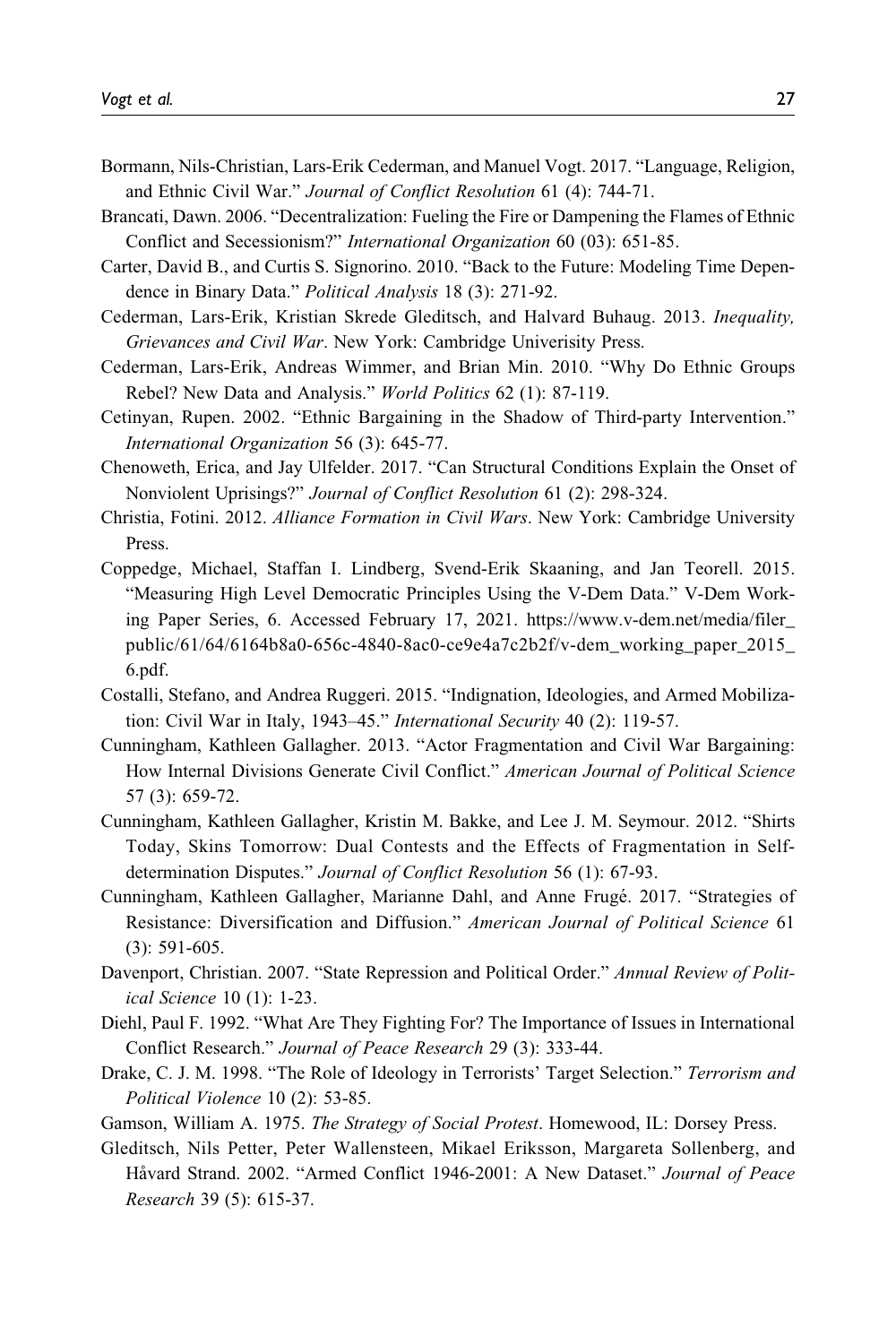Bormann, Nils-Christian, Lars-Erik Cederman, and Manuel Vogt. 2017. "Language, Religion, and Ethnic Civil War." *Journal of Conflict Resolution* 61 (4): 744-71.

Brancati, Dawn. 2006. "Decentralization: Fueling the Fire or Dampening the Flames of Ethnic Conflict and Secessionism?" *International Organization* 60 (03): 651-85.

Carter, David B., and Curtis S. Signorino. 2010. "Back to the Future: Modeling Time Dependence in Binary Data." *Political Analysis* 18 (3): 271-92.

Cederman, Lars-Erik, Kristian Skrede Gleditsch, and Halvard Buhaug. 2013. *Inequality, Grievances and Civil War*. New York: Cambridge Univerisity Press.

Cederman, Lars-Erik, Andreas Wimmer, and Brian Min. 2010. "Why Do Ethnic Groups Rebel? New Data and Analysis." *World Politics* 62 (1): 87-119.

Cetinyan, Rupen. 2002. "Ethnic Bargaining in the Shadow of Third-party Intervention." *International Organization* 56 (3): 645-77.

Chenoweth, Erica, and Jay Ulfelder. 2017. "Can Structural Conditions Explain the Onset of Nonviolent Uprisings?" *Journal of Conflict Resolution* 61 (2): 298-324.

Christia, Fotini. 2012. *Alliance Formation in Civil Wars*. New York: Cambridge University Press.

Coppedge, Michael, Staffan I. Lindberg, Svend-Erik Skaaning, and Jan Teorell. 2015. "Measuring High Level Democratic Principles Using the V-Dem Data." V-Dem Working Paper Series, 6. Accessed February 17, 2021. https://www.v-dem.net/media/filer_public/61/64/6164b8a0-656c-4840-8ac0-ce9e4a7c2b2f/v-dem_working_paper_2015_6.pdf.

Costalli, Stefano, and Andrea Ruggeri. 2015. "Indignation, Ideologies, and Armed Mobilization: Civil War in Italy, 1943–45." *International Security* 40 (2): 119-57.

Cunningham, Kathleen Gallagher. 2013. "Actor Fragmentation and Civil War Bargaining: How Internal Divisions Generate Civil Conflict." *American Journal of Political Science* 57 (3): 659-72.

Cunningham, Kathleen Gallagher, Kristin M. Bakke, and Lee J. M. Seymour. 2012. "Shirts Today, Skins Tomorrow: Dual Contests and the Effects of Fragmentation in Self-determination Disputes." *Journal of Conflict Resolution* 56 (1): 67-93.

Cunningham, Kathleen Gallagher, Marianne Dahl, and Anne Frugé. 2017. "Strategies of Resistance: Diversification and Diffusion." *American Journal of Political Science* 61 (3): 591-605.

Davenport, Christian. 2007. "State Repression and Political Order." *Annual Review of Political Science* 10 (1): 1-23.

Diehl, Paul F. 1992. "What Are They Fighting For? The Importance of Issues in International Conflict Research." *Journal of Peace Research* 29 (3): 333-44.

Drake, C. J. M. 1998. "The Role of Ideology in Terrorists' Target Selection." *Terrorism and Political Violence* 10 (2): 53-85.

Gamson, William A. 1975. *The Strategy of Social Protest*. Homewood, IL: Dorsey Press.

Gleditsch, Nils Petter, Peter Wallensteen, Mikael Eriksson, Margareta Sollenberg, and Håvard Strand. 2002. "Armed Conflict 1946-2001: A New Dataset." *Journal of Peace Research* 39 (5): 615-37.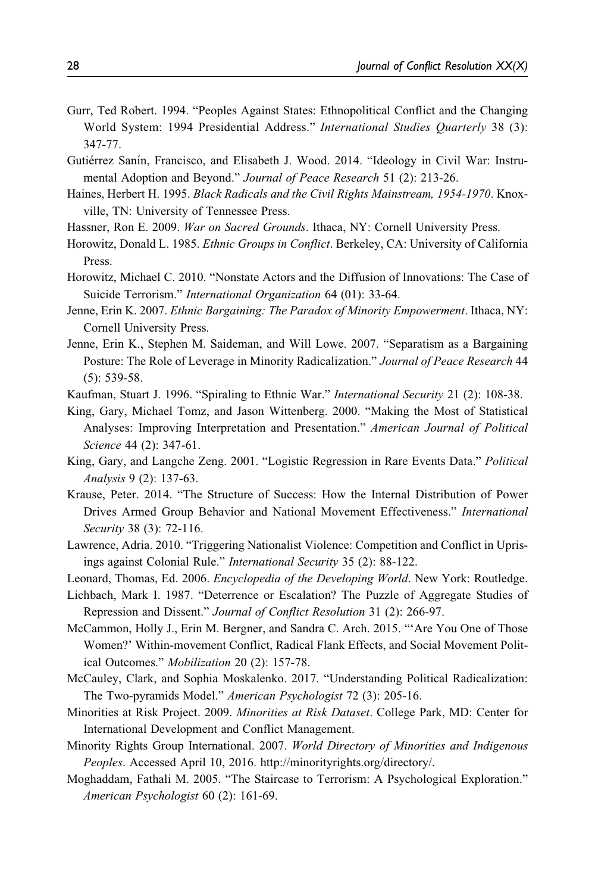Gurr, Ted Robert. 1994. "Peoples Against States: Ethnopolitical Conflict and the Changing World System: 1994 Presidential Address." *International Studies Quarterly* 38 (3): 347-77.

Gutiérrez Sanín, Francisco, and Elisabeth J. Wood. 2014. "Ideology in Civil War: Instrumental Adoption and Beyond." *Journal of Peace Research* 51 (2): 213-26.

Haines, Herbert H. 1995. *Black Radicals and the Civil Rights Mainstream, 1954-1970*. Knoxville, TN: University of Tennessee Press.

Hassner, Ron E. 2009. *War on Sacred Grounds*. Ithaca, NY: Cornell University Press.

Horowitz, Donald L. 1985. *Ethnic Groups in Conflict*. Berkeley, CA: University of California Press.

Horowitz, Michael C. 2010. "Nonstate Actors and the Diffusion of Innovations: The Case of Suicide Terrorism." *International Organization* 64 (01): 33-64.

Jenne, Erin K. 2007. *Ethnic Bargaining: The Paradox of Minority Empowerment*. Ithaca, NY: Cornell University Press.

Jenne, Erin K., Stephen M. Saideman, and Will Lowe. 2007. "Separatism as a Bargaining Posture: The Role of Leverage in Minority Radicalization." *Journal of Peace Research* 44 (5): 539-58.

Kaufman, Stuart J. 1996. "Spiraling to Ethnic War." *International Security* 21 (2): 108-38.

King, Gary, Michael Tomz, and Jason Wittenberg. 2000. "Making the Most of Statistical Analyses: Improving Interpretation and Presentation." *American Journal of Political Science* 44 (2): 347-61.

King, Gary, and Langche Zeng. 2001. "Logistic Regression in Rare Events Data." *Political Analysis* 9 (2): 137-63.

Krause, Peter. 2014. "The Structure of Success: How the Internal Distribution of Power Drives Armed Group Behavior and National Movement Effectiveness." *International Security* 38 (3): 72-116.

Lawrence, Adria. 2010. "Triggering Nationalist Violence: Competition and Conflict in Uprisings against Colonial Rule." *International Security* 35 (2): 88-122.

Leonard, Thomas, Ed. 2006. *Encyclopedia of the Developing World*. New York: Routledge.

Lichbach, Mark I. 1987. "Deterrence or Escalation? The Puzzle of Aggregate Studies of Repression and Dissent." *Journal of Conflict Resolution* 31 (2): 266-97.

McCammon, Holly J., Erin M. Bergner, and Sandra C. Arch. 2015. "'Are You One of Those Women?' Within-movement Conflict, Radical Flank Effects, and Social Movement Political Outcomes." *Mobilization* 20 (2): 157-78.

McCauley, Clark, and Sophia Moskalenko. 2017. "Understanding Political Radicalization: The Two-pyramids Model." *American Psychologist* 72 (3): 205-16.

Minorities at Risk Project. 2009. *Minorities at Risk Dataset*. College Park, MD: Center for International Development and Conflict Management.

Minority Rights Group International. 2007. *World Directory of Minorities and Indigenous Peoples*. Accessed April 10, 2016. http://minorityrights.org/directory/.

Moghaddam, Fathali M. 2005. "The Staircase to Terrorism: A Psychological Exploration." *American Psychologist* 60 (2): 161-69.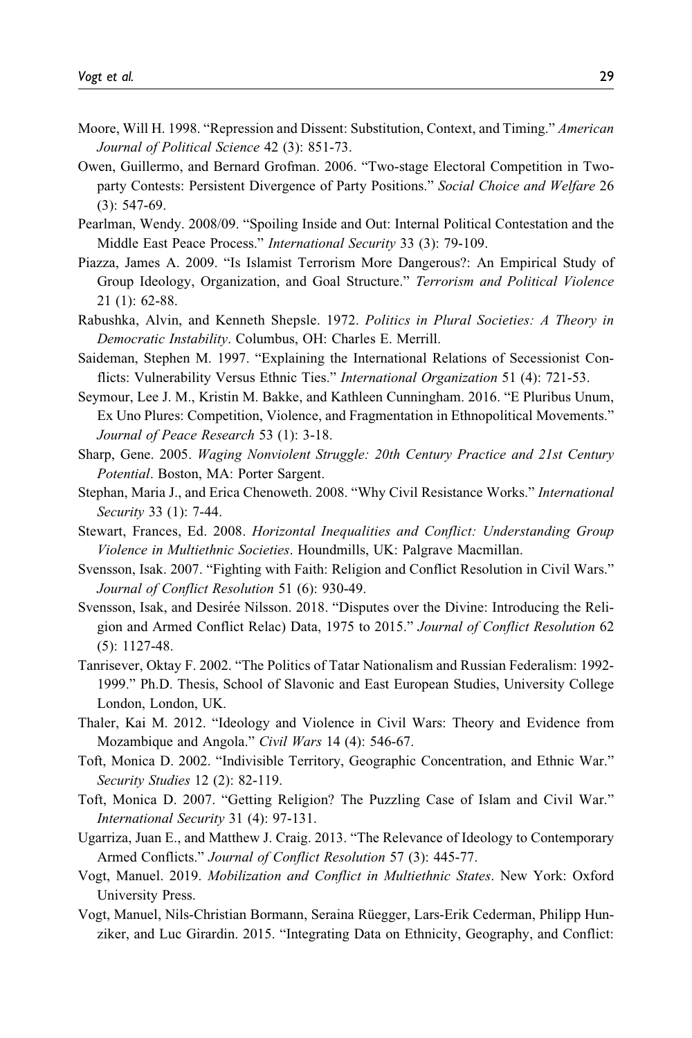Moore, Will H. 1998. "Repression and Dissent: Substitution, Context, and Timing." *American Journal of Political Science* 42 (3): 851-73.

Owen, Guillermo, and Bernard Grofman. 2006. "Two-stage Electoral Competition in Two-party Contests: Persistent Divergence of Party Positions." *Social Choice and Welfare* 26 (3): 547-69.

Pearlman, Wendy. 2008/09. "Spoiling Inside and Out: Internal Political Contestation and the Middle East Peace Process." *International Security* 33 (3): 79-109.

Piazza, James A. 2009. "Is Islamist Terrorism More Dangerous?: An Empirical Study of Group Ideology, Organization, and Goal Structure." *Terrorism and Political Violence* 21 (1): 62-88.

Rabushka, Alvin, and Kenneth Shepsle. 1972. *Politics in Plural Societies: A Theory in Democratic Instability*. Columbus, OH: Charles E. Merrill.

Saideman, Stephen M. 1997. "Explaining the International Relations of Secessionist Conflicts: Vulnerability Versus Ethnic Ties." *International Organization* 51 (4): 721-53.

Seymour, Lee J. M., Kristin M. Bakke, and Kathleen Cunningham. 2016. "E Pluribus Unum, Ex Uno Plures: Competition, Violence, and Fragmentation in Ethnopolitical Movements." *Journal of Peace Research* 53 (1): 3-18.

Sharp, Gene. 2005. *Waging Nonviolent Struggle: 20th Century Practice and 21st Century Potential*. Boston, MA: Porter Sargent.

Stephan, Maria J., and Erica Chenoweth. 2008. "Why Civil Resistance Works." *International Security* 33 (1): 7-44.

Stewart, Frances, Ed. 2008. *Horizontal Inequalities and Conflict: Understanding Group Violence in Multiethnic Societies*. Houndmills, UK: Palgrave Macmillan.

Svensson, Isak. 2007. "Fighting with Faith: Religion and Conflict Resolution in Civil Wars." *Journal of Conflict Resolution* 51 (6): 930-49.

Svensson, Isak, and Desirée Nilsson. 2018. "Disputes over the Divine: Introducing the Religion and Armed Conflict Relac) Data, 1975 to 2015." *Journal of Conflict Resolution* 62 (5): 1127-48.

Tanrisever, Oktay F. 2002. "The Politics of Tatar Nationalism and Russian Federalism: 1992-1999." Ph.D. Thesis, School of Slavonic and East European Studies, University College London, London, UK.

Thaler, Kai M. 2012. "Ideology and Violence in Civil Wars: Theory and Evidence from Mozambique and Angola." *Civil Wars* 14 (4): 546-67.

Toft, Monica D. 2002. "Indivisible Territory, Geographic Concentration, and Ethnic War." *Security Studies* 12 (2): 82-119.

Toft, Monica D. 2007. "Getting Religion? The Puzzling Case of Islam and Civil War." *International Security* 31 (4): 97-131.

Ugarriza, Juan E., and Matthew J. Craig. 2013. "The Relevance of Ideology to Contemporary Armed Conflicts." *Journal of Conflict Resolution* 57 (3): 445-77.

Vogt, Manuel. 2019. *Mobilization and Conflict in Multiethnic States*. New York: Oxford University Press.

Vogt, Manuel, Nils-Christian Bormann, Seraina Rüegger, Lars-Erik Cederman, Philipp Hunziker, and Luc Girardin. 2015. "Integrating Data on Ethnicity, Geography, and Conflict: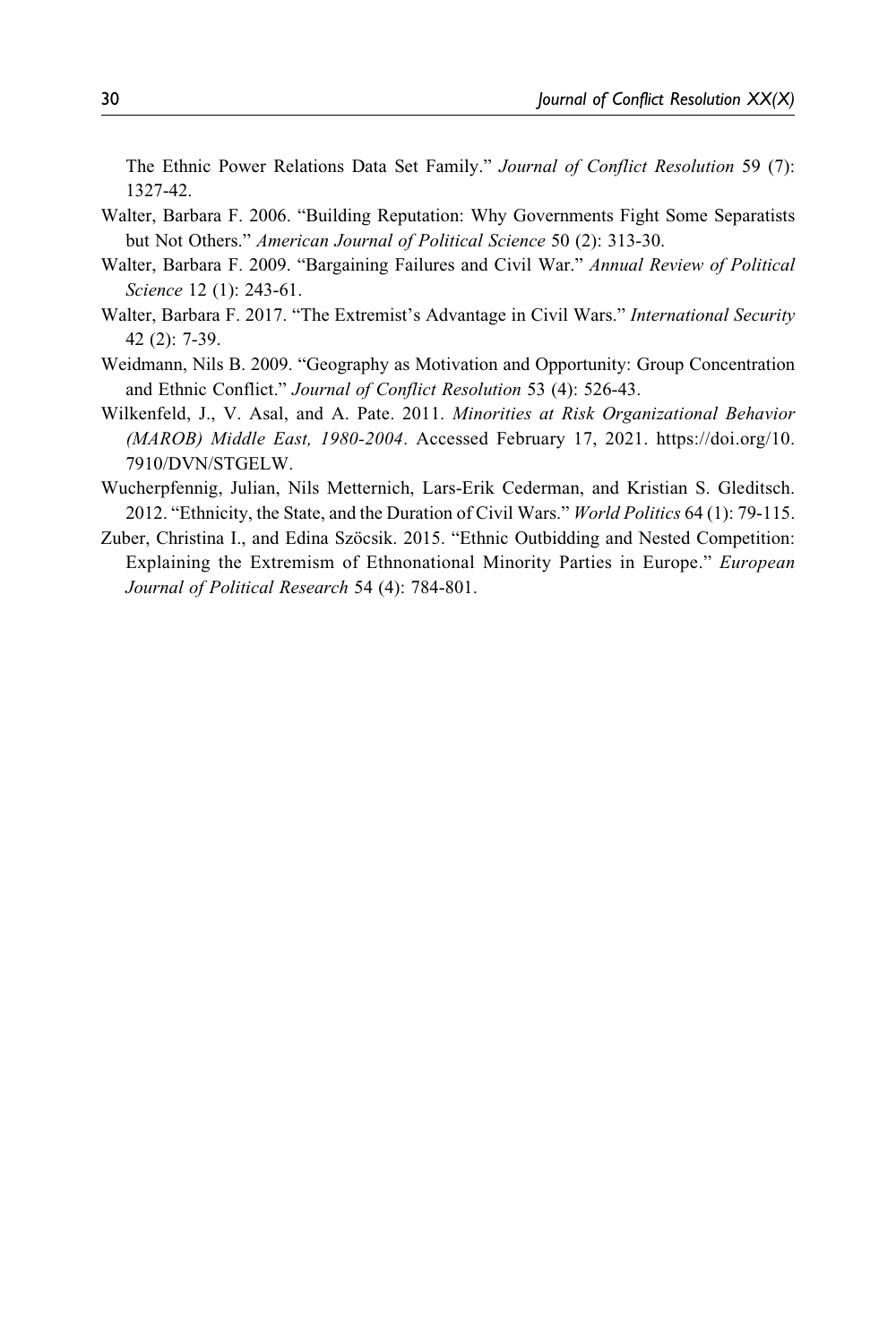The Ethnic Power Relations Data Set Family." *Journal of Conflict Resolution* 59 (7): 1327-42.

Walter, Barbara F. 2006. "Building Reputation: Why Governments Fight Some Separatists but Not Others." *American Journal of Political Science* 50 (2): 313-30.

Walter, Barbara F. 2009. "Bargaining Failures and Civil War." *Annual Review of Political Science* 12 (1): 243-61.

Walter, Barbara F. 2017. "The Extremist's Advantage in Civil Wars." *International Security* 42 (2): 7-39.

Weidmann, Nils B. 2009. "Geography as Motivation and Opportunity: Group Concentration and Ethnic Conflict." *Journal of Conflict Resolution* 53 (4): 526-43.

Wilkenfeld, J., V. Asal, and A. Pate. 2011. *Minorities at Risk Organizational Behavior (MAROB) Middle East, 1980-2004*. Accessed February 17, 2021. https://doi.org/10.7910/DVN/STGELW.

Wucherpfennig, Julian, Nils Metternich, Lars-Erik Cederman, and Kristian S. Gleditsch. 2012. "Ethnicity, the State, and the Duration of Civil Wars." *World Politics* 64 (1): 79-115.

Zuber, Christina I., and Edina Szöcsik. 2015. "Ethnic Outbidding and Nested Competition: Explaining the Extremism of Ethnonational Minority Parties in Europe." *European Journal of Political Research* 54 (4): 784-801.